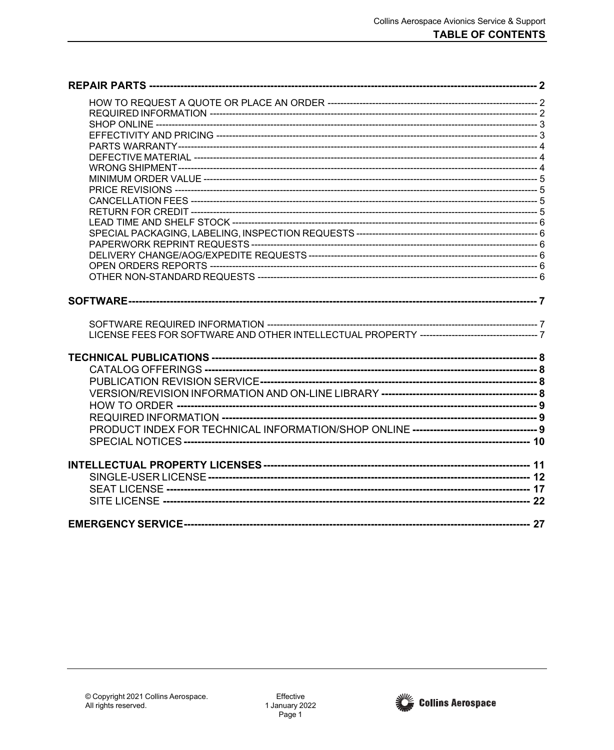# TABLE OF CONTENTS

**REPAIR PARTS ------------------------------------------------------------------------------------------------------------ 2**

- HOW TO REQUEST A QUOTE OR PLACE AN ORDER ---------------------------------------------------------------- 2
- REQUIRED INFORMATION ---------------------------------------------------------------------------------------------------- 2
- SHOP ONLINE ---------------------------------------------------------------------------------------------------------------------- 3
- EFFECTIVITY AND PRICING ----------------------------------------------------------------------------------------------------- 3
- PARTS WARRANTY----------------------------------------------------------------------------------------------------------------- 4
- DEFECTIVE MATERIAL ------------------------------------------------------------------------------------------------------------ 4
- WRONG SHIPMENT----------------------------------------------------------------------------------------------------------------- 4
- MINIMUM ORDER VALUE -------------------------------------------------------------------------------------------------------- 5
- PRICE REVISIONS ------------------------------------------------------------------------------------------------------------------ 5
- CANCELLATION FEES ------------------------------------------------------------------------------------------------------------- 5
- RETURN FOR CREDIT ------------------------------------------------------------------------------------------------------------- 5
- LEAD TIME AND SHELF STOCK ------------------------------------------------------------------------------------------------ 6
- SPECIAL PACKAGING, LABELING, INSPECTION REQUESTS ---------------------------------------------------------- 6
- PAPERWORK REPRINT REQUESTS -------------------------------------------------------------------------------------------- 6
- DELIVERY CHANGE/AOG/EXPEDITE REQUESTS --------------------------------------------------------------------------- 6
- OPEN ORDERS REPORTS --------------------------------------------------------------------------------------------------------- 6
- OTHER NON-STANDARD REQUESTS ------------------------------------------------------------------------------------------ 6

**SOFTWARE------------------------------------------------------------------------------------------------------------------- 7**

- SOFTWARE REQUIRED INFORMATION ---------------------------------------------------------------------------------------- 7
- LICENSE FEES FOR SOFTWARE AND OTHER INTELLECTUAL PROPERTY ------------------------------------ 7

**TECHNICAL PUBLICATIONS ---------------------------------------------------------------------------------------------- 8**

- CATALOG OFFERINGS ------------------------------------------------------------------------------------------------------------ 8
- PUBLICATION REVISION SERVICE--------------------------------------------------------------------------------------------- 8
- VERSION/REVISION INFORMATION AND ON-LINE LIBRARY ---------------------------------------------------------- 8
- HOW TO ORDER ------------------------------------------------------------------------------------------------------------------- 9
- REQUIRED INFORMATION ------------------------------------------------------------------------------------------------------- 9
- PRODUCT INDEX FOR TECHNICAL INFORMATION/SHOP ONLINE ---------------------------------------------- 9
- SPECIAL NOTICES ---------------------------------------------------------------------------------------------------------------- 10

**INTELLECTUAL PROPERTY LICENSES ------------------------------------------------------------------------------ 11**

- SINGLE-USER LICENSE ---------------------------------------------------------------------------------------------------------- 12
- SEAT LICENSE --------------------------------------------------------------------------------------------------------------------- 17
- SITE LICENSE ---------------------------------------------------------------------------------------------------------------------- 22

**EMERGENCY SERVICE---------------------------------------------------------------------------------------------------- 27**

© Copyright 2021 Collins Aerospace.
All rights reserved.

Effective
1 January 2022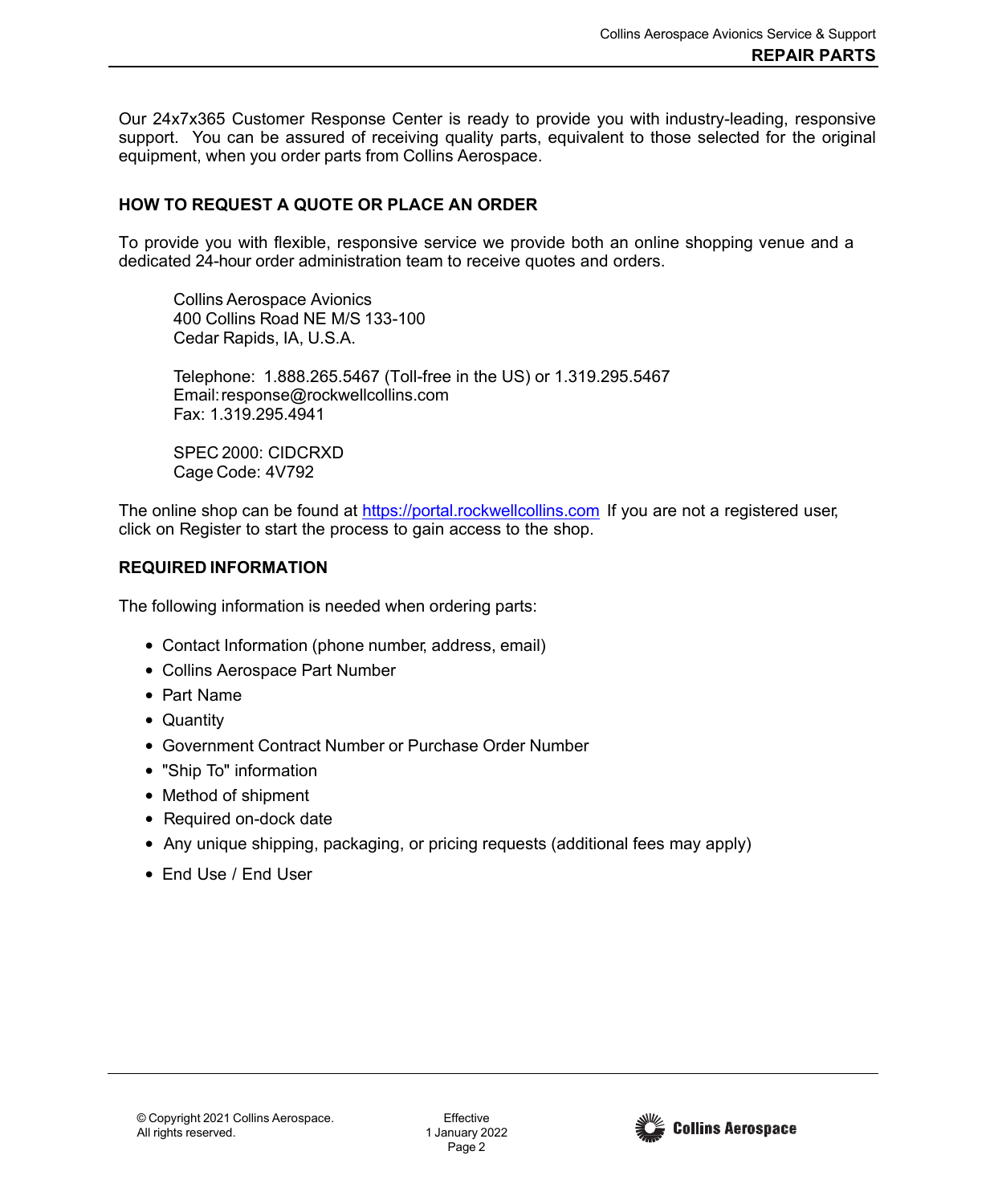Our 24x7x365 Customer Response Center is ready to provide you with industry-leading, responsive support. You can be assured of receiving quality parts, equivalent to those selected for the original equipment, when you order parts from Collins Aerospace.

## HOW TO REQUEST A QUOTE OR PLACE AN ORDER

To provide you with flexible, responsive service we provide both an online shopping venue and a dedicated 24-hour order administration team to receive quotes and orders.

Collins Aerospace Avionics
400 Collins Road NE M/S 133-100
Cedar Rapids, IA, U.S.A.

Telephone: 1.888.265.5467 (Toll-free in the US) or 1.319.295.5467
Email: response@rockwellcollins.com
Fax: 1.319.295.4941

SPEC 2000: CIDCRXD
Cage Code: 4V792

The online shop can be found at [https://portal.rockwellcollins.com](https://portal.rockwellcollins.com) If you are not a registered user, click on Register to start the process to gain access to the shop.

## REQUIRED INFORMATION

The following information is needed when ordering parts:

- Contact Information (phone number, address, email)
- Collins Aerospace Part Number
- Part Name
- Quantity
- Government Contract Number or Purchase Order Number
- "Ship To" information
- Method of shipment
- Required on-dock date
- Any unique shipping, packaging, or pricing requests (additional fees may apply)
- End Use / End User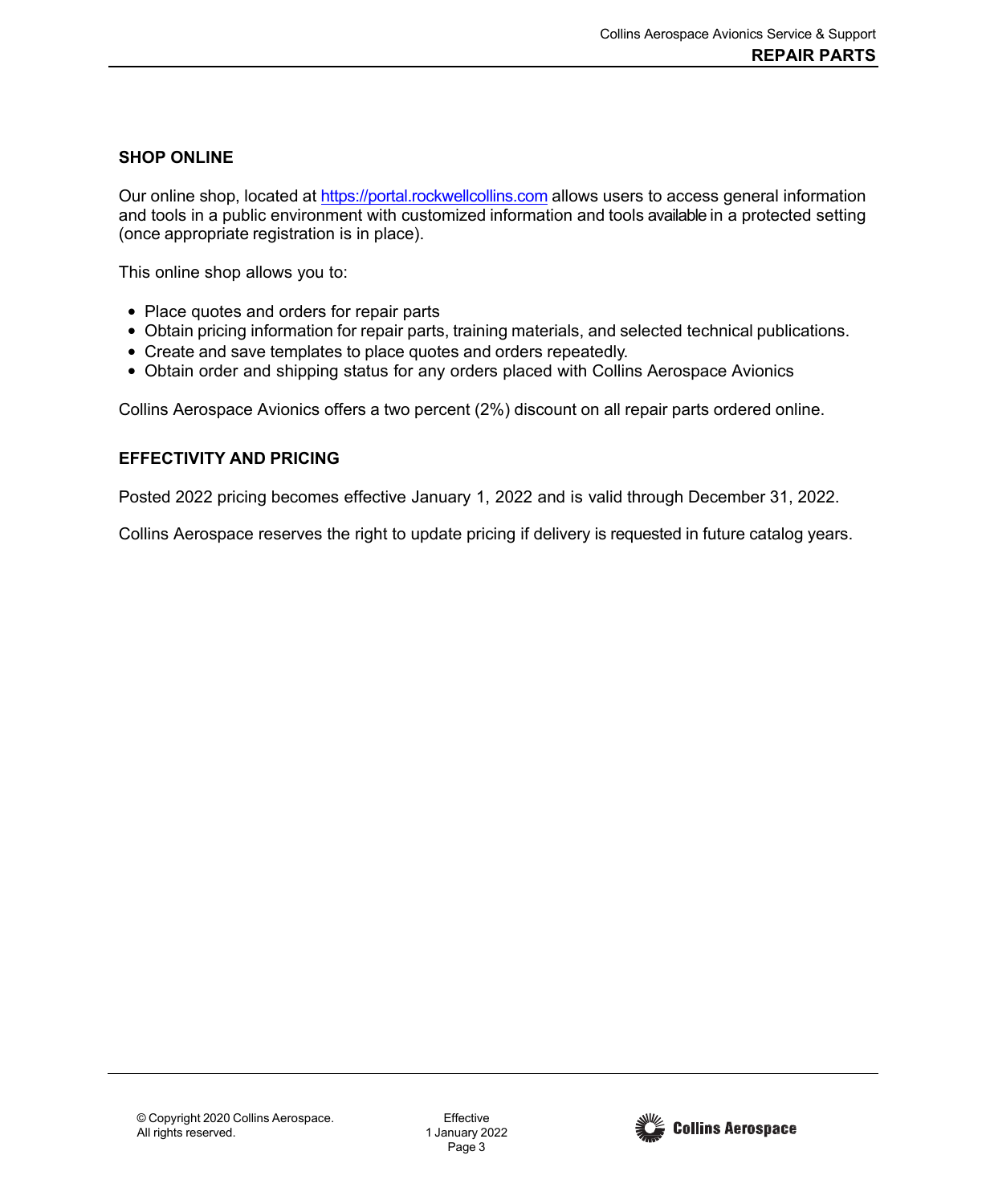## SHOP ONLINE

Our online shop, located at [https://portal.rockwellcollins.com](https://portal.rockwellcollins.com) allows users to access general information and tools in a public environment with customized information and tools available in a protected setting (once appropriate registration is in place).

This online shop allows you to:

- Place quotes and orders for repair parts
- Obtain pricing information for repair parts, training materials, and selected technical publications.
- Create and save templates to place quotes and orders repeatedly.
- Obtain order and shipping status for any orders placed with Collins Aerospace Avionics

Collins Aerospace Avionics offers a two percent (2%) discount on all repair parts ordered online.

## EFFECTIVITY AND PRICING

Posted 2022 pricing becomes effective January 1, 2022 and is valid through December 31, 2022.

Collins Aerospace reserves the right to update pricing if delivery is requested in future catalog years.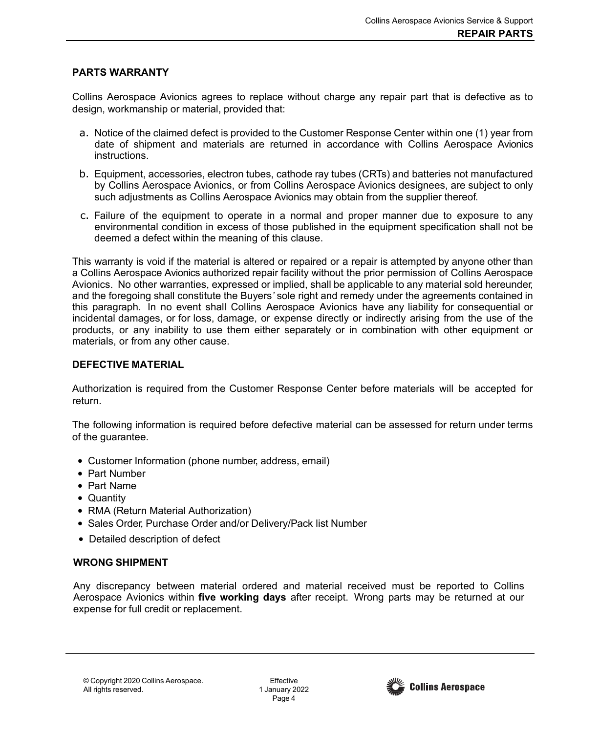## PARTS WARRANTY

Collins Aerospace Avionics agrees to replace without charge any repair part that is defective as to design, workmanship or material, provided that:

a. Notice of the claimed defect is provided to the Customer Response Center within one (1) year from date of shipment and materials are returned in accordance with Collins Aerospace Avionics instructions.

b. Equipment, accessories, electron tubes, cathode ray tubes (CRTs) and batteries not manufactured by Collins Aerospace Avionics, or from Collins Aerospace Avionics designees, are subject to only such adjustments as Collins Aerospace Avionics may obtain from the supplier thereof.

c. Failure of the equipment to operate in a normal and proper manner due to exposure to any environmental condition in excess of those published in the equipment specification shall not be deemed a defect within the meaning of this clause.

This warranty is void if the material is altered or repaired or a repair is attempted by anyone other than a Collins Aerospace Avionics authorized repair facility without the prior permission of Collins Aerospace Avionics. No other warranties, expressed or implied, shall be applicable to any material sold hereunder, and the foregoing shall constitute the Buyers' sole right and remedy under the agreements contained in this paragraph. In no event shall Collins Aerospace Avionics have any liability for consequential or incidental damages, or for loss, damage, or expense directly or indirectly arising from the use of the products, or any inability to use them either separately or in combination with other equipment or materials, or from any other cause.

## DEFECTIVE MATERIAL

Authorization is required from the Customer Response Center before materials will be accepted for return.

The following information is required before defective material can be assessed for return under terms of the guarantee.

- Customer Information (phone number, address, email)
- Part Number
- Part Name
- Quantity
- RMA (Return Material Authorization)
- Sales Order, Purchase Order and/or Delivery/Pack list Number
- Detailed description of defect

## WRONG SHIPMENT

Any discrepancy between material ordered and material received must be reported to Collins Aerospace Avionics within **five working days** after receipt. Wrong parts may be returned at our expense for full credit or replacement.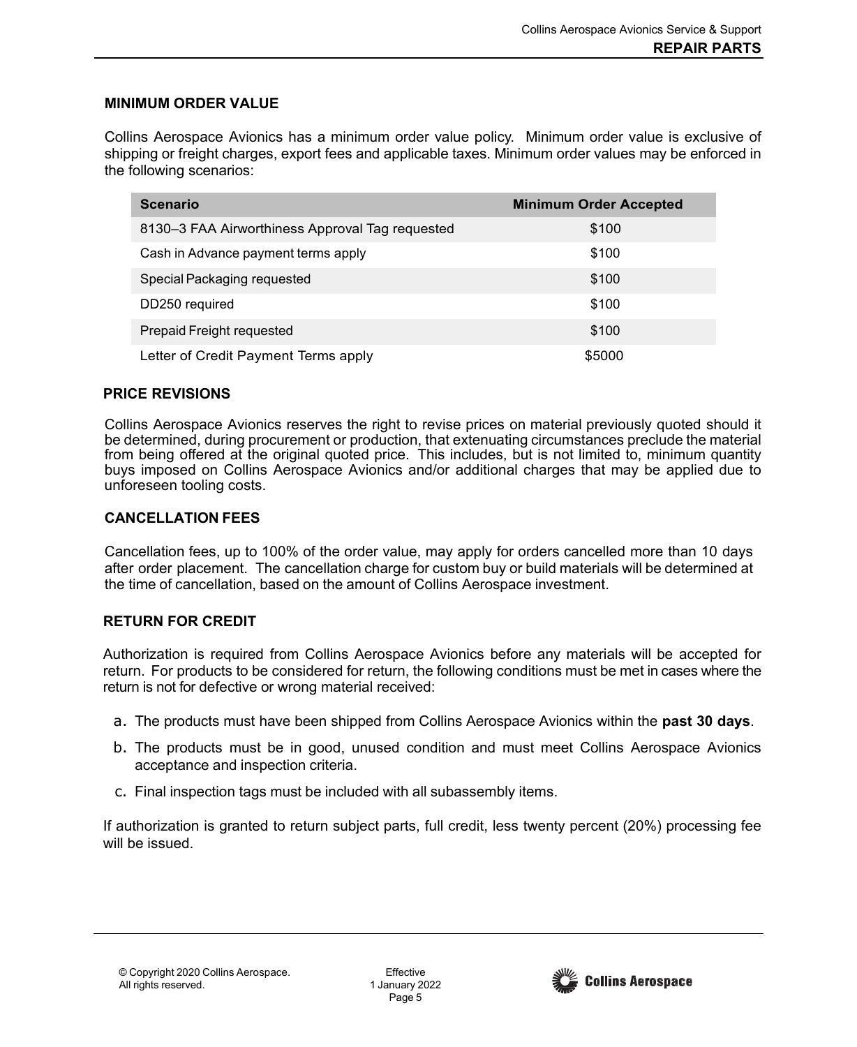## MINIMUM ORDER VALUE

Collins Aerospace Avionics has a minimum order value policy. Minimum order value is exclusive of shipping or freight charges, export fees and applicable taxes. Minimum order values may be enforced in the following scenarios:

| Scenario | Minimum Order Accepted |
| --- | --- |
| 8130–3 FAA Airworthiness Approval Tag requested | $100 |
| Cash in Advance payment terms apply | $100 |
| Special Packaging requested | $100 |
| DD250 required | $100 |
| Prepaid Freight requested | $100 |
| Letter of Credit Payment Terms apply | $5000 |

## PRICE REVISIONS

Collins Aerospace Avionics reserves the right to revise prices on material previously quoted should it be determined, during procurement or production, that extenuating circumstances preclude the material from being offered at the original quoted price. This includes, but is not limited to, minimum quantity buys imposed on Collins Aerospace Avionics and/or additional charges that may be applied due to unforeseen tooling costs.

## CANCELLATION FEES

Cancellation fees, up to 100% of the order value, may apply for orders cancelled more than 10 days after order placement. The cancellation charge for custom buy or build materials will be determined at the time of cancellation, based on the amount of Collins Aerospace investment.

## RETURN FOR CREDIT

Authorization is required from Collins Aerospace Avionics before any materials will be accepted for return. For products to be considered for return, the following conditions must be met in cases where the return is not for defective or wrong material received:

a. The products must have been shipped from Collins Aerospace Avionics within the **past 30 days**.

b. The products must be in good, unused condition and must meet Collins Aerospace Avionics acceptance and inspection criteria.

c. Final inspection tags must be included with all subassembly items.

If authorization is granted to return subject parts, full credit, less twenty percent (20%) processing fee will be issued.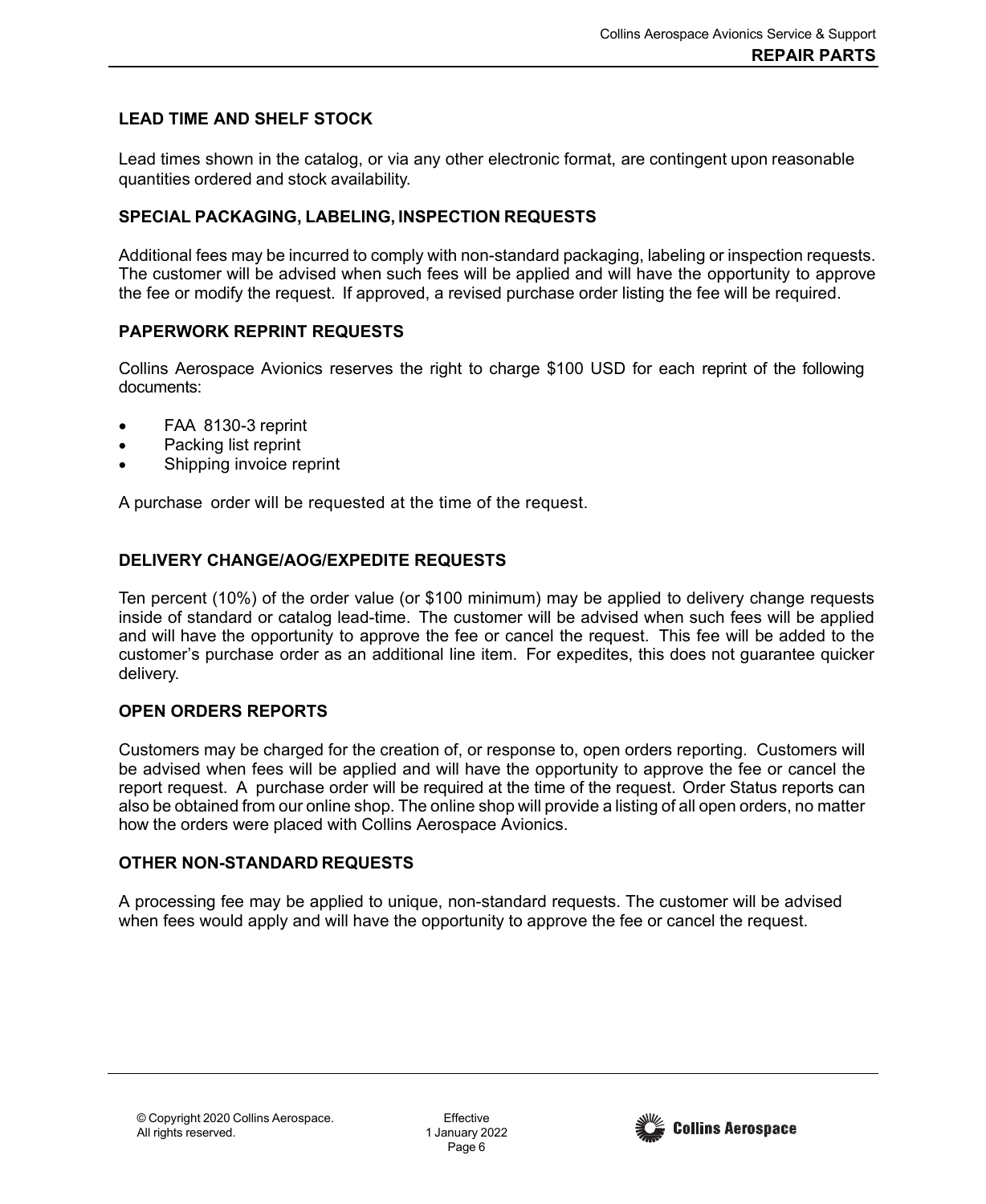## LEAD TIME AND SHELF STOCK

Lead times shown in the catalog, or via any other electronic format, are contingent upon reasonable quantities ordered and stock availability.

## SPECIAL PACKAGING, LABELING, INSPECTION REQUESTS

Additional fees may be incurred to comply with non-standard packaging, labeling or inspection requests. The customer will be advised when such fees will be applied and will have the opportunity to approve the fee or modify the request. If approved, a revised purchase order listing the fee will be required.

## PAPERWORK REPRINT REQUESTS

Collins Aerospace Avionics reserves the right to charge $100 USD for each reprint of the following documents:

- FAA 8130-3 reprint
- Packing list reprint
- Shipping invoice reprint

A purchase order will be requested at the time of the request.

## DELIVERY CHANGE/AOG/EXPEDITE REQUESTS

Ten percent (10%) of the order value (or $100 minimum) may be applied to delivery change requests inside of standard or catalog lead-time. The customer will be advised when such fees will be applied and will have the opportunity to approve the fee or cancel the request. This fee will be added to the customer's purchase order as an additional line item. For expedites, this does not guarantee quicker delivery.

## OPEN ORDERS REPORTS

Customers may be charged for the creation of, or response to, open orders reporting. Customers will be advised when fees will be applied and will have the opportunity to approve the fee or cancel the report request. A purchase order will be required at the time of the request. Order Status reports can also be obtained from our online shop. The online shop will provide a listing of all open orders, no matter how the orders were placed with Collins Aerospace Avionics.

## OTHER NON-STANDARD REQUESTS

A processing fee may be applied to unique, non-standard requests. The customer will be advised when fees would apply and will have the opportunity to approve the fee or cancel the request.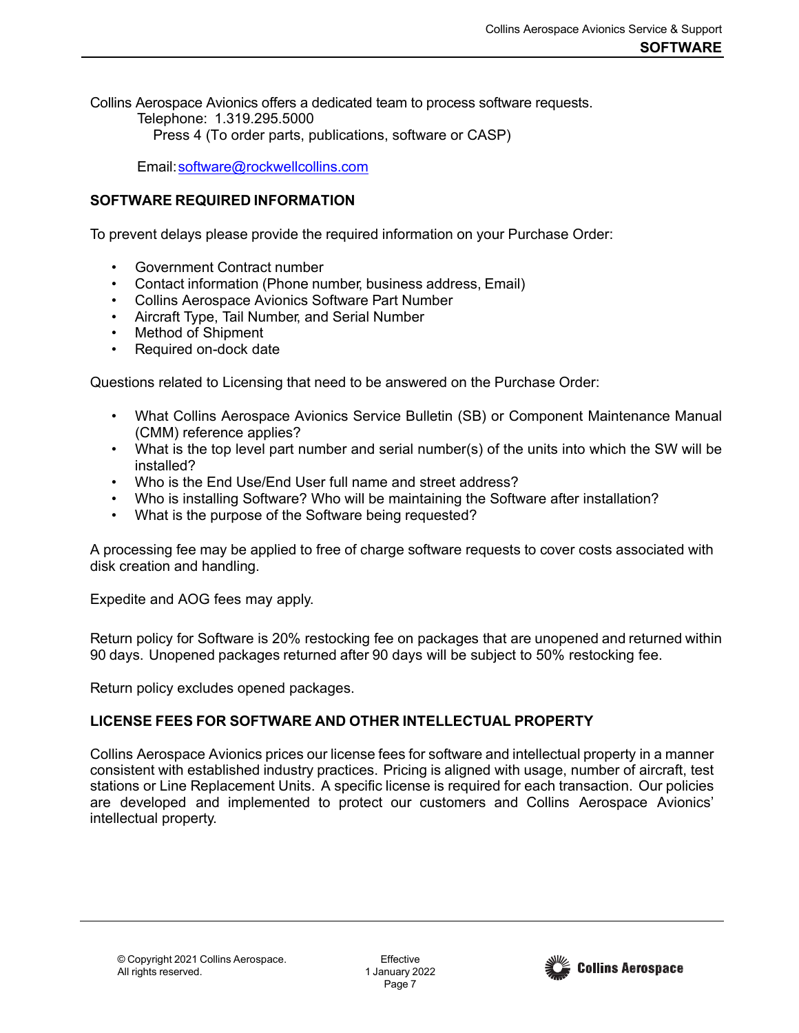Collins Aerospace Avionics offers a dedicated team to process software requests.

Telephone: 1.319.295.5000

Press 4 (To order parts, publications, software or CASP)

Email: [software@rockwellcollins.com](mailto:software@rockwellcollins.com)

## SOFTWARE REQUIRED INFORMATION

To prevent delays please provide the required information on your Purchase Order:

- Government Contract number
- Contact information (Phone number, business address, Email)
- Collins Aerospace Avionics Software Part Number
- Aircraft Type, Tail Number, and Serial Number
- Method of Shipment
- Required on-dock date

Questions related to Licensing that need to be answered on the Purchase Order:

- What Collins Aerospace Avionics Service Bulletin (SB) or Component Maintenance Manual (CMM) reference applies?
- What is the top level part number and serial number(s) of the units into which the SW will be installed?
- Who is the End Use/End User full name and street address?
- Who is installing Software? Who will be maintaining the Software after installation?
- What is the purpose of the Software being requested?

A processing fee may be applied to free of charge software requests to cover costs associated with disk creation and handling.

Expedite and AOG fees may apply.

Return policy for Software is 20% restocking fee on packages that are unopened and returned within 90 days. Unopened packages returned after 90 days will be subject to 50% restocking fee.

Return policy excludes opened packages.

## LICENSE FEES FOR SOFTWARE AND OTHER INTELLECTUAL PROPERTY

Collins Aerospace Avionics prices our license fees for software and intellectual property in a manner consistent with established industry practices. Pricing is aligned with usage, number of aircraft, test stations or Line Replacement Units. A specific license is required for each transaction. Our policies are developed and implemented to protect our customers and Collins Aerospace Avionics' intellectual property.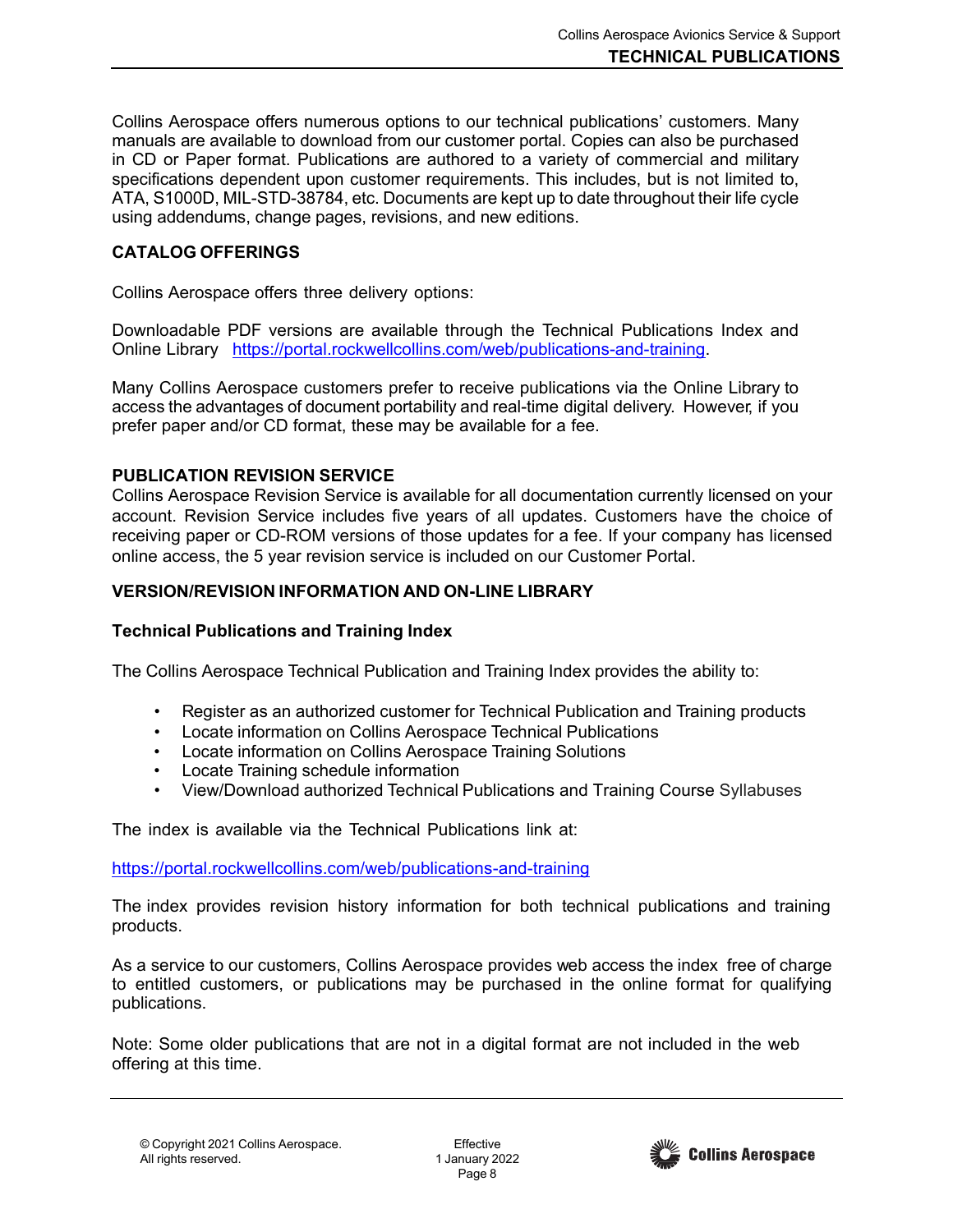Collins Aerospace offers numerous options to our technical publications' customers. Many manuals are available to download from our customer portal. Copies can also be purchased in CD or Paper format. Publications are authored to a variety of commercial and military specifications dependent upon customer requirements. This includes, but is not limited to, ATA, S1000D, MIL-STD-38784, etc. Documents are kept up to date throughout their life cycle using addendums, change pages, revisions, and new editions.

## CATALOG OFFERINGS

Collins Aerospace offers three delivery options:

Downloadable PDF versions are available through the Technical Publications Index and Online Library https://portal.rockwellcollins.com/web/publications-and-training.

Many Collins Aerospace customers prefer to receive publications via the Online Library to access the advantages of document portability and real-time digital delivery. However, if you prefer paper and/or CD format, these may be available for a fee.

## PUBLICATION REVISION SERVICE

Collins Aerospace Revision Service is available for all documentation currently licensed on your account. Revision Service includes five years of all updates. Customers have the choice of receiving paper or CD-ROM versions of those updates for a fee. If your company has licensed online access, the 5 year revision service is included on our Customer Portal.

## VERSION/REVISION INFORMATION AND ON-LINE LIBRARY

### Technical Publications and Training Index

The Collins Aerospace Technical Publication and Training Index provides the ability to:

- Register as an authorized customer for Technical Publication and Training products
- Locate information on Collins Aerospace Technical Publications
- Locate information on Collins Aerospace Training Solutions
- Locate Training schedule information
- View/Download authorized Technical Publications and Training Course Syllabuses

The index is available via the Technical Publications link at:

https://portal.rockwellcollins.com/web/publications-and-training

The index provides revision history information for both technical publications and training products.

As a service to our customers, Collins Aerospace provides web access the index free of charge to entitled customers, or publications may be purchased in the online format for qualifying publications.

Note: Some older publications that are not in a digital format are not included in the web offering at this time.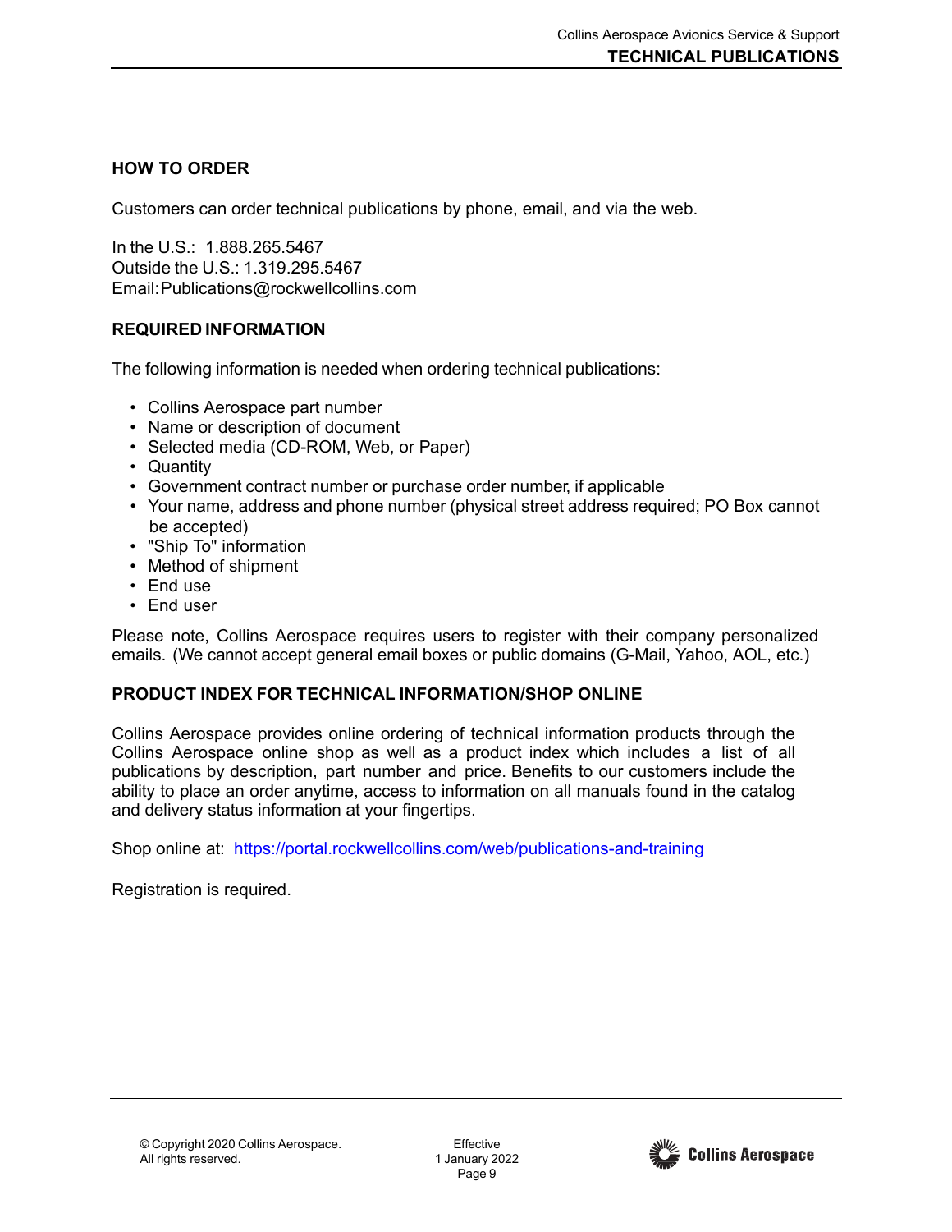## HOW TO ORDER

Customers can order technical publications by phone, email, and via the web.

In the U.S.: 1.888.265.5467
Outside the U.S.: 1.319.295.5467
Email: Publications@rockwellcollins.com

## REQUIRED INFORMATION

The following information is needed when ordering technical publications:

- Collins Aerospace part number
- Name or description of document
- Selected media (CD-ROM, Web, or Paper)
- Quantity
- Government contract number or purchase order number, if applicable
- Your name, address and phone number (physical street address required; PO Box cannot be accepted)
- "Ship To" information
- Method of shipment
- End use
- End user

Please note, Collins Aerospace requires users to register with their company personalized emails. (We cannot accept general email boxes or public domains (G-Mail, Yahoo, AOL, etc.)

## PRODUCT INDEX FOR TECHNICAL INFORMATION/SHOP ONLINE

Collins Aerospace provides online ordering of technical information products through the Collins Aerospace online shop as well as a product index which includes a list of all publications by description, part number and price. Benefits to our customers include the ability to place an order anytime, access to information on all manuals found in the catalog and delivery status information at your fingertips.

Shop online at: https://portal.rockwellcollins.com/web/publications-and-training

Registration is required.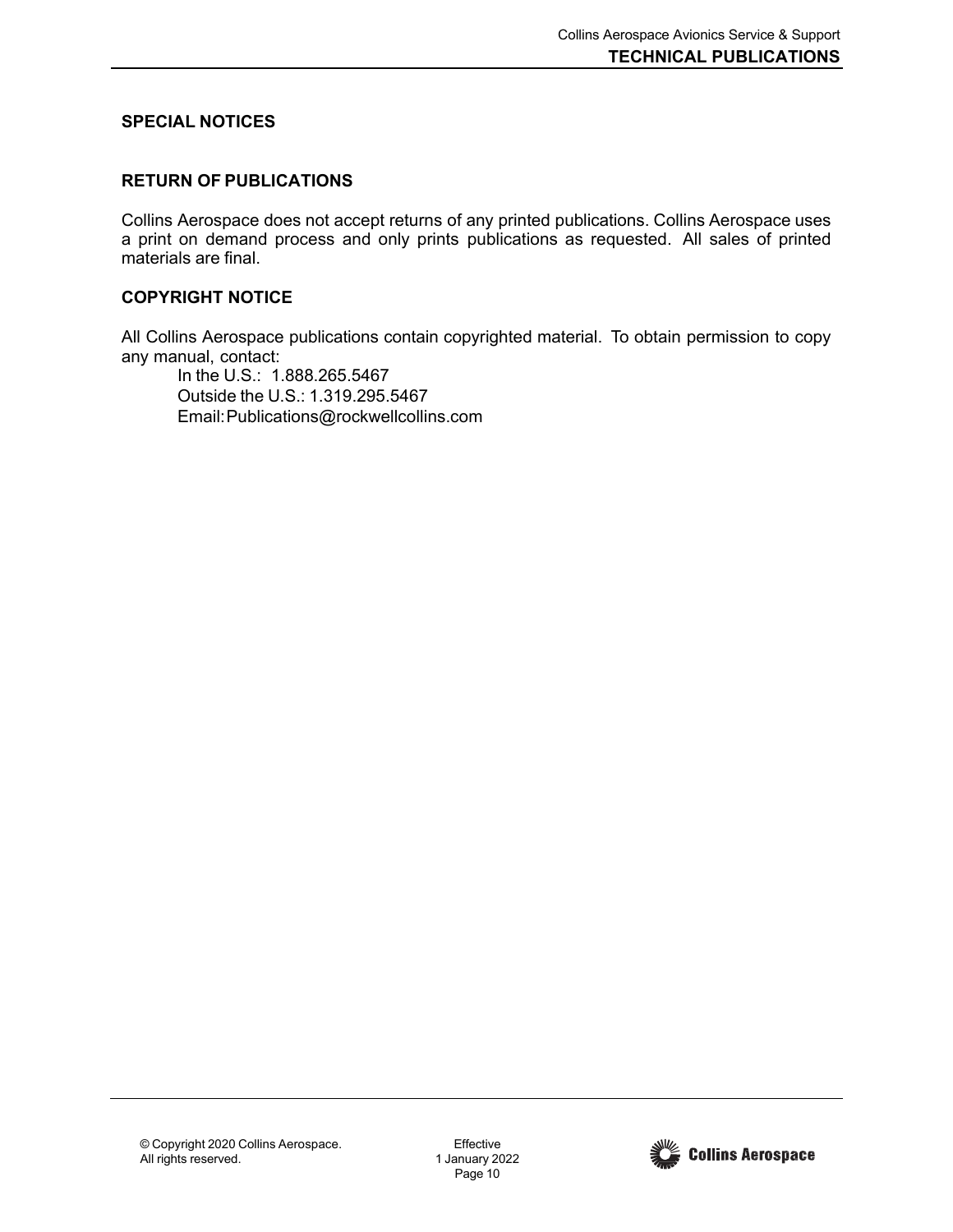## SPECIAL NOTICES

### RETURN OF PUBLICATIONS

Collins Aerospace does not accept returns of any printed publications. Collins Aerospace uses a print on demand process and only prints publications as requested. All sales of printed materials are final.

### COPYRIGHT NOTICE

All Collins Aerospace publications contain copyrighted material. To obtain permission to copy any manual, contact:

In the U.S.: 1.888.265.5467
Outside the U.S.: 1.319.295.5467
Email: Publications@rockwellcollins.com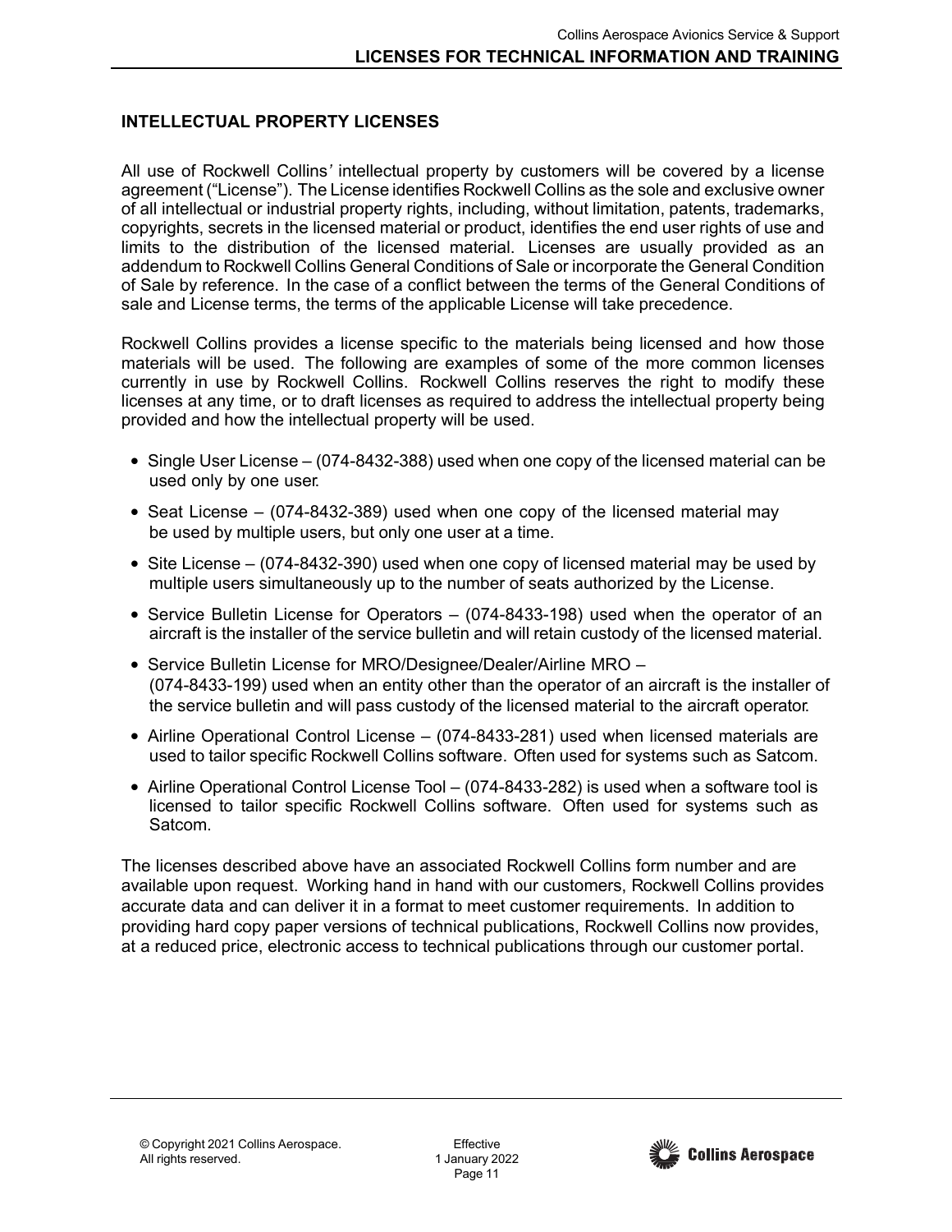## INTELLECTUAL PROPERTY LICENSES

All use of Rockwell Collins' intellectual property by customers will be covered by a license agreement ("License"). The License identifies Rockwell Collins as the sole and exclusive owner of all intellectual or industrial property rights, including, without limitation, patents, trademarks, copyrights, secrets in the licensed material or product, identifies the end user rights of use and limits to the distribution of the licensed material. Licenses are usually provided as an addendum to Rockwell Collins General Conditions of Sale or incorporate the General Condition of Sale by reference. In the case of a conflict between the terms of the General Conditions of sale and License terms, the terms of the applicable License will take precedence.

Rockwell Collins provides a license specific to the materials being licensed and how those materials will be used. The following are examples of some of the more common licenses currently in use by Rockwell Collins. Rockwell Collins reserves the right to modify these licenses at any time, or to draft licenses as required to address the intellectual property being provided and how the intellectual property will be used.

- Single User License – (074-8432-388) used when one copy of the licensed material can be used only by one user.
- Seat License – (074-8432-389) used when one copy of the licensed material may be used by multiple users, but only one user at a time.
- Site License – (074-8432-390) used when one copy of licensed material may be used by multiple users simultaneously up to the number of seats authorized by the License.
- Service Bulletin License for Operators – (074-8433-198) used when the operator of an aircraft is the installer of the service bulletin and will retain custody of the licensed material.
- Service Bulletin License for MRO/Designee/Dealer/Airline MRO – (074-8433-199) used when an entity other than the operator of an aircraft is the installer of the service bulletin and will pass custody of the licensed material to the aircraft operator.
- Airline Operational Control License – (074-8433-281) used when licensed materials are used to tailor specific Rockwell Collins software. Often used for systems such as Satcom.
- Airline Operational Control License Tool – (074-8433-282) is used when a software tool is licensed to tailor specific Rockwell Collins software. Often used for systems such as Satcom.

The licenses described above have an associated Rockwell Collins form number and are available upon request. Working hand in hand with our customers, Rockwell Collins provides accurate data and can deliver it in a format to meet customer requirements. In addition to providing hard copy paper versions of technical publications, Rockwell Collins now provides, at a reduced price, electronic access to technical publications through our customer portal.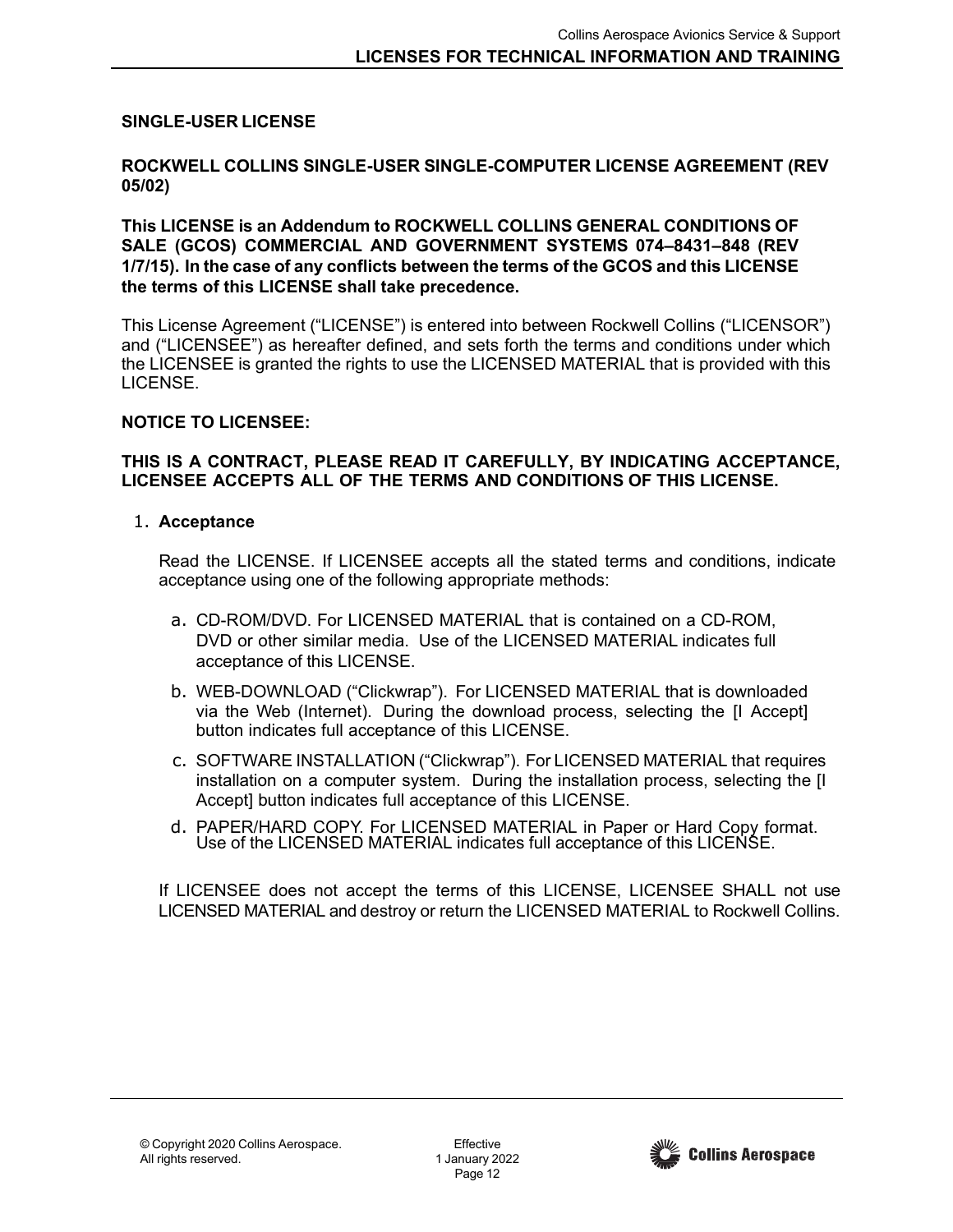**SINGLE-USER LICENSE**

**ROCKWELL COLLINS SINGLE-USER SINGLE-COMPUTER LICENSE AGREEMENT (REV 05/02)**

**This LICENSE is an Addendum to ROCKWELL COLLINS GENERAL CONDITIONS OF SALE (GCOS) COMMERCIAL AND GOVERNMENT SYSTEMS 074–8431–848 (REV 1/7/15). In the case of any conflicts between the terms of the GCOS and this LICENSE the terms of this LICENSE shall take precedence.**

This License Agreement ("LICENSE") is entered into between Rockwell Collins ("LICENSOR") and ("LICENSEE") as hereafter defined, and sets forth the terms and conditions under which the LICENSEE is granted the rights to use the LICENSED MATERIAL that is provided with this LICENSE.

**NOTICE TO LICENSEE:**

**THIS IS A CONTRACT, PLEASE READ IT CAREFULLY, BY INDICATING ACCEPTANCE, LICENSEE ACCEPTS ALL OF THE TERMS AND CONDITIONS OF THIS LICENSE.**

1. **Acceptance**

   Read the LICENSE. If LICENSEE accepts all the stated terms and conditions, indicate acceptance using one of the following appropriate methods:

   a. CD-ROM/DVD. For LICENSED MATERIAL that is contained on a CD-ROM, DVD or other similar media. Use of the LICENSED MATERIAL indicates full acceptance of this LICENSE.

   b. WEB-DOWNLOAD ("Clickwrap"). For LICENSED MATERIAL that is downloaded via the Web (Internet). During the download process, selecting the [I Accept] button indicates full acceptance of this LICENSE.

   c. SOFTWARE INSTALLATION ("Clickwrap"). For LICENSED MATERIAL that requires installation on a computer system. During the installation process, selecting the [I Accept] button indicates full acceptance of this LICENSE.

   d. PAPER/HARD COPY. For LICENSED MATERIAL in Paper or Hard Copy format. Use of the LICENSED MATERIAL indicates full acceptance of this LICENSE.

   If LICENSEE does not accept the terms of this LICENSE, LICENSEE SHALL not use LICENSED MATERIAL and destroy or return the LICENSED MATERIAL to Rockwell Collins.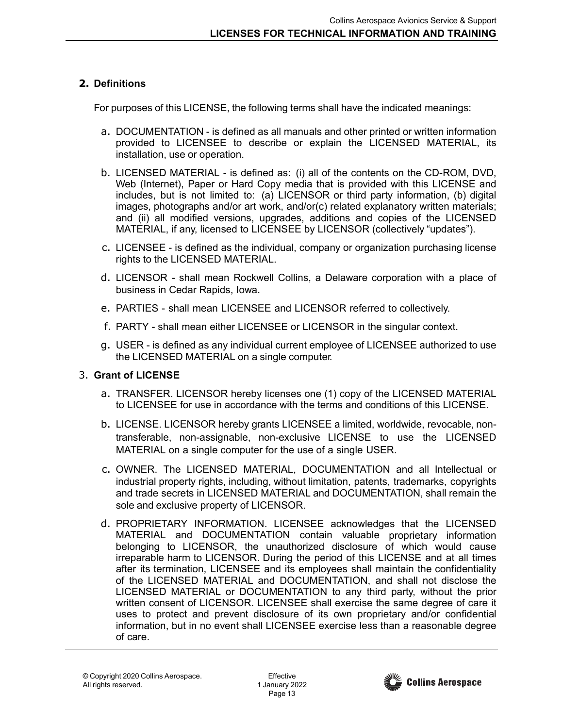## 2. Definitions

For purposes of this LICENSE, the following terms shall have the indicated meanings:

a. DOCUMENTATION - is defined as all manuals and other printed or written information provided to LICENSEE to describe or explain the LICENSED MATERIAL, its installation, use or operation.

b. LICENSED MATERIAL - is defined as: (i) all of the contents on the CD-ROM, DVD, Web (Internet), Paper or Hard Copy media that is provided with this LICENSE and includes, but is not limited to: (a) LICENSOR or third party information, (b) digital images, photographs and/or art work, and/or(c) related explanatory written materials; and (ii) all modified versions, upgrades, additions and copies of the LICENSED MATERIAL, if any, licensed to LICENSEE by LICENSOR (collectively "updates").

c. LICENSEE - is defined as the individual, company or organization purchasing license rights to the LICENSED MATERIAL.

d. LICENSOR - shall mean Rockwell Collins, a Delaware corporation with a place of business in Cedar Rapids, Iowa.

e. PARTIES - shall mean LICENSEE and LICENSOR referred to collectively.

f. PARTY - shall mean either LICENSEE or LICENSOR in the singular context.

g. USER - is defined as any individual current employee of LICENSEE authorized to use the LICENSED MATERIAL on a single computer.

## 3. Grant of LICENSE

a. TRANSFER. LICENSOR hereby licenses one (1) copy of the LICENSED MATERIAL to LICENSEE for use in accordance with the terms and conditions of this LICENSE.

b. LICENSE. LICENSOR hereby grants LICENSEE a limited, worldwide, revocable, non-transferable, non-assignable, non-exclusive LICENSE to use the LICENSED MATERIAL on a single computer for the use of a single USER.

c. OWNER. The LICENSED MATERIAL, DOCUMENTATION and all Intellectual or industrial property rights, including, without limitation, patents, trademarks, copyrights and trade secrets in LICENSED MATERIAL and DOCUMENTATION, shall remain the sole and exclusive property of LICENSOR.

d. PROPRIETARY INFORMATION. LICENSEE acknowledges that the LICENSED MATERIAL and DOCUMENTATION contain valuable proprietary information belonging to LICENSOR, the unauthorized disclosure of which would cause irreparable harm to LICENSOR. During the period of this LICENSE and at all times after its termination, LICENSEE and its employees shall maintain the confidentiality of the LICENSED MATERIAL and DOCUMENTATION, and shall not disclose the LICENSED MATERIAL or DOCUMENTATION to any third party, without the prior written consent of LICENSOR. LICENSEE shall exercise the same degree of care it uses to protect and prevent disclosure of its own proprietary and/or confidential information, but in no event shall LICENSEE exercise less than a reasonable degree of care.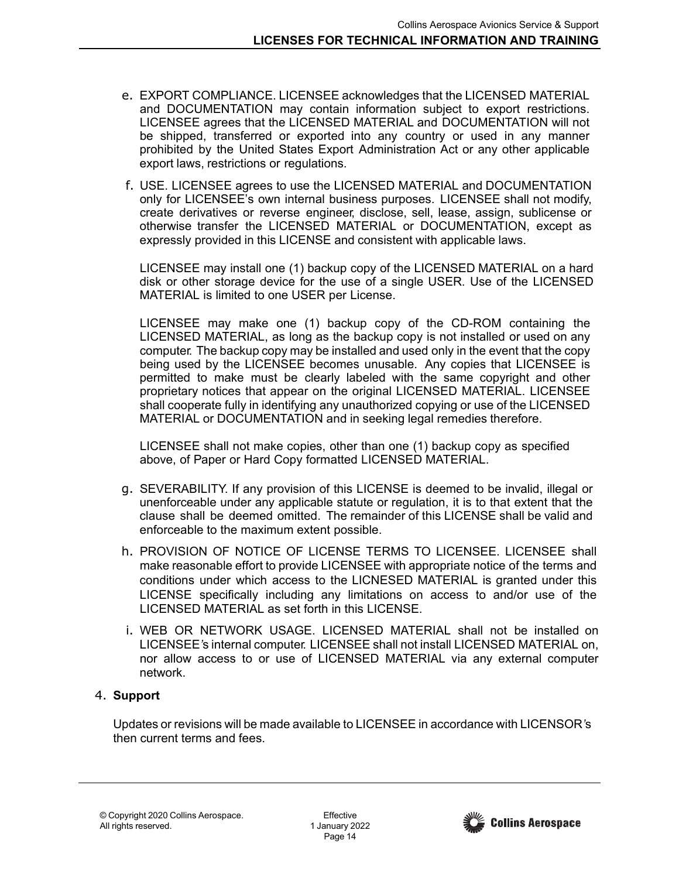e. EXPORT COMPLIANCE. LICENSEE acknowledges that the LICENSED MATERIAL and DOCUMENTATION may contain information subject to export restrictions. LICENSEE agrees that the LICENSED MATERIAL and DOCUMENTATION will not be shipped, transferred or exported into any country or used in any manner prohibited by the United States Export Administration Act or any other applicable export laws, restrictions or regulations.

f. USE. LICENSEE agrees to use the LICENSED MATERIAL and DOCUMENTATION only for LICENSEE's own internal business purposes. LICENSEE shall not modify, create derivatives or reverse engineer, disclose, sell, lease, assign, sublicense or otherwise transfer the LICENSED MATERIAL or DOCUMENTATION, except as expressly provided in this LICENSE and consistent with applicable laws.

   LICENSEE may install one (1) backup copy of the LICENSED MATERIAL on a hard disk or other storage device for the use of a single USER. Use of the LICENSED MATERIAL is limited to one USER per License.

   LICENSEE may make one (1) backup copy of the CD-ROM containing the LICENSED MATERIAL, as long as the backup copy is not installed or used on any computer. The backup copy may be installed and used only in the event that the copy being used by the LICENSEE becomes unusable. Any copies that LICENSEE is permitted to make must be clearly labeled with the same copyright and other proprietary notices that appear on the original LICENSED MATERIAL. LICENSEE shall cooperate fully in identifying any unauthorized copying or use of the LICENSED MATERIAL or DOCUMENTATION and in seeking legal remedies therefore.

   LICENSEE shall not make copies, other than one (1) backup copy as specified above, of Paper or Hard Copy formatted LICENSED MATERIAL.

g. SEVERABILITY. If any provision of this LICENSE is deemed to be invalid, illegal or unenforceable under any applicable statute or regulation, it is to that extent that the clause shall be deemed omitted. The remainder of this LICENSE shall be valid and enforceable to the maximum extent possible.

h. PROVISION OF NOTICE OF LICENSE TERMS TO LICENSEE. LICENSEE shall make reasonable effort to provide LICENSEE with appropriate notice of the terms and conditions under which access to the LICNESED MATERIAL is granted under this LICENSE specifically including any limitations on access to and/or use of the LICENSED MATERIAL as set forth in this LICENSE.

i. WEB OR NETWORK USAGE. LICENSED MATERIAL shall not be installed on LICENSEE's internal computer. LICENSEE shall not install LICENSED MATERIAL on, nor allow access to or use of LICENSED MATERIAL via any external computer network.

4. **Support**

Updates or revisions will be made available to LICENSEE in accordance with LICENSOR's then current terms and fees.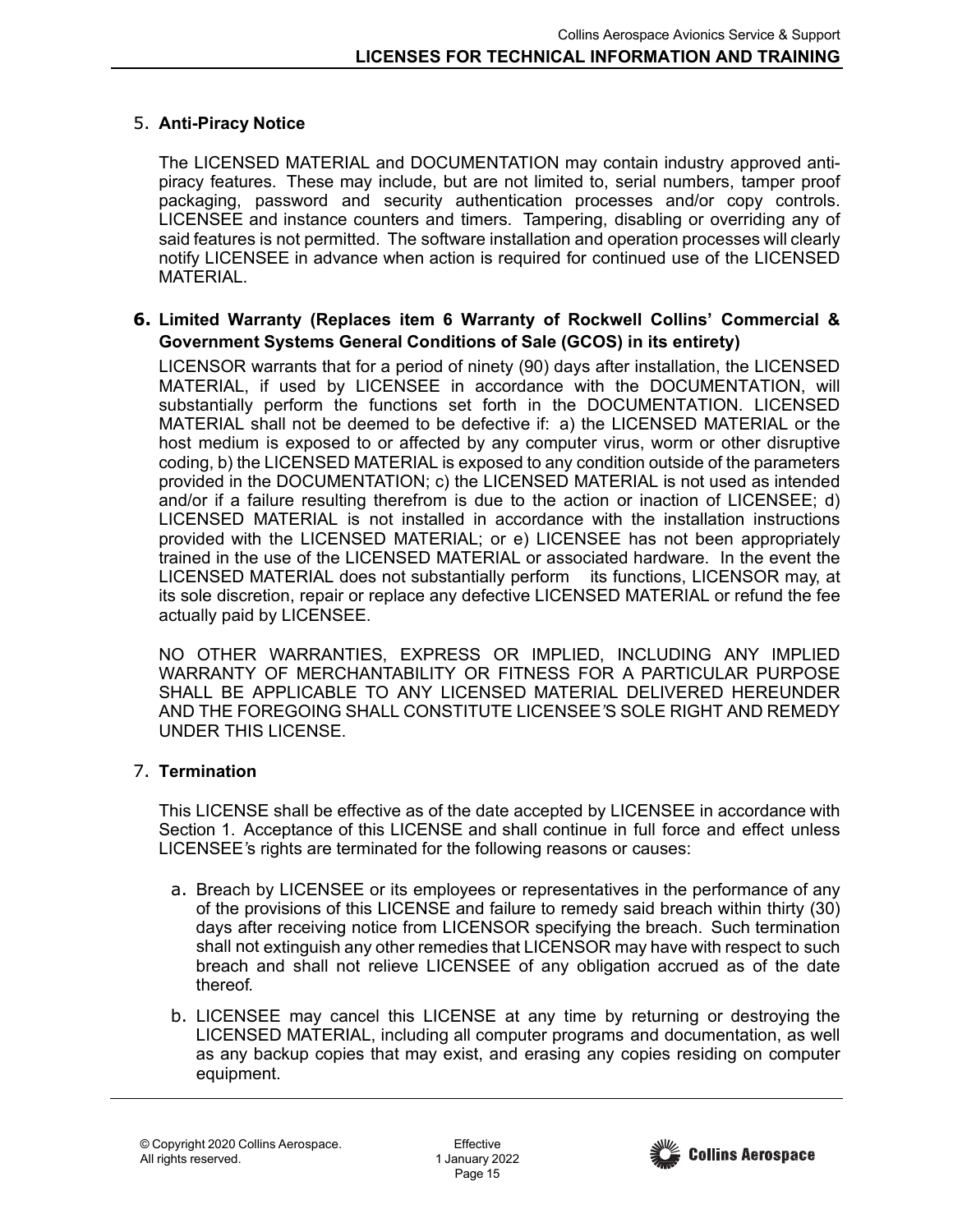5. **Anti-Piracy Notice**

   The LICENSED MATERIAL and DOCUMENTATION may contain industry approved anti-piracy features. These may include, but are not limited to, serial numbers, tamper proof packaging, password and security authentication processes and/or copy controls. LICENSEE and instance counters and timers. Tampering, disabling or overriding any of said features is not permitted. The software installation and operation processes will clearly notify LICENSEE in advance when action is required for continued use of the LICENSED MATERIAL.

6. **Limited Warranty (Replaces item 6 Warranty of Rockwell Collins' Commercial & Government Systems General Conditions of Sale (GCOS) in its entirety)**

   LICENSOR warrants that for a period of ninety (90) days after installation, the LICENSED MATERIAL, if used by LICENSEE in accordance with the DOCUMENTATION, will substantially perform the functions set forth in the DOCUMENTATION. LICENSED MATERIAL shall not be deemed to be defective if: a) the LICENSED MATERIAL or the host medium is exposed to or affected by any computer virus, worm or other disruptive coding, b) the LICENSED MATERIAL is exposed to any condition outside of the parameters provided in the DOCUMENTATION; c) the LICENSED MATERIAL is not used as intended and/or if a failure resulting therefrom is due to the action or inaction of LICENSEE; d) LICENSED MATERIAL is not installed in accordance with the installation instructions provided with the LICENSED MATERIAL; or e) LICENSEE has not been appropriately trained in the use of the LICENSED MATERIAL or associated hardware. In the event the LICENSED MATERIAL does not substantially perform its functions, LICENSOR may, at its sole discretion, repair or replace any defective LICENSED MATERIAL or refund the fee actually paid by LICENSEE.

   NO OTHER WARRANTIES, EXPRESS OR IMPLIED, INCLUDING ANY IMPLIED WARRANTY OF MERCHANTABILITY OR FITNESS FOR A PARTICULAR PURPOSE SHALL BE APPLICABLE TO ANY LICENSED MATERIAL DELIVERED HEREUNDER AND THE FOREGOING SHALL CONSTITUTE LICENSEE'S SOLE RIGHT AND REMEDY UNDER THIS LICENSE.

7. **Termination**

   This LICENSE shall be effective as of the date accepted by LICENSEE in accordance with Section 1. Acceptance of this LICENSE and shall continue in full force and effect unless LICENSEE's rights are terminated for the following reasons or causes:

   a. Breach by LICENSEE or its employees or representatives in the performance of any of the provisions of this LICENSE and failure to remedy said breach within thirty (30) days after receiving notice from LICENSOR specifying the breach. Such termination shall not extinguish any other remedies that LICENSOR may have with respect to such breach and shall not relieve LICENSEE of any obligation accrued as of the date thereof.

   b. LICENSEE may cancel this LICENSE at any time by returning or destroying the LICENSED MATERIAL, including all computer programs and documentation, as well as any backup copies that may exist, and erasing any copies residing on computer equipment.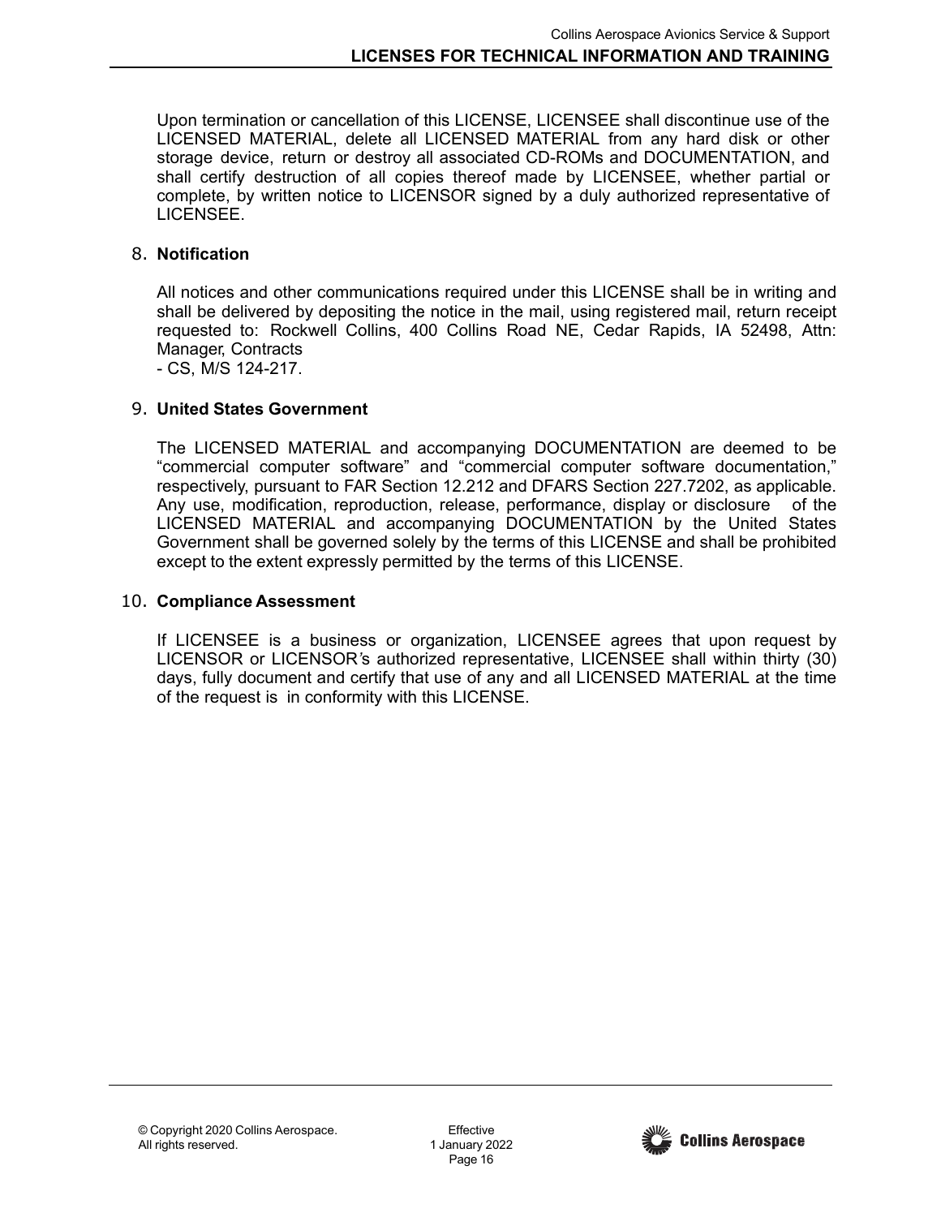Upon termination or cancellation of this LICENSE, LICENSEE shall discontinue use of the LICENSED MATERIAL, delete all LICENSED MATERIAL from any hard disk or other storage device, return or destroy all associated CD-ROMs and DOCUMENTATION, and shall certify destruction of all copies thereof made by LICENSEE, whether partial or complete, by written notice to LICENSOR signed by a duly authorized representative of LICENSEE.

8. **Notification**

All notices and other communications required under this LICENSE shall be in writing and shall be delivered by depositing the notice in the mail, using registered mail, return receipt requested to: Rockwell Collins, 400 Collins Road NE, Cedar Rapids, IA 52498, Attn: Manager, Contracts
- CS, M/S 124-217.

9. **United States Government**

The LICENSED MATERIAL and accompanying DOCUMENTATION are deemed to be "commercial computer software" and "commercial computer software documentation," respectively, pursuant to FAR Section 12.212 and DFARS Section 227.7202, as applicable. Any use, modification, reproduction, release, performance, display or disclosure of the LICENSED MATERIAL and accompanying DOCUMENTATION by the United States Government shall be governed solely by the terms of this LICENSE and shall be prohibited except to the extent expressly permitted by the terms of this LICENSE.

10. **Compliance Assessment**

If LICENSEE is a business or organization, LICENSEE agrees that upon request by LICENSOR or LICENSOR's authorized representative, LICENSEE shall within thirty (30) days, fully document and certify that use of any and all LICENSED MATERIAL at the time of the request is in conformity with this LICENSE.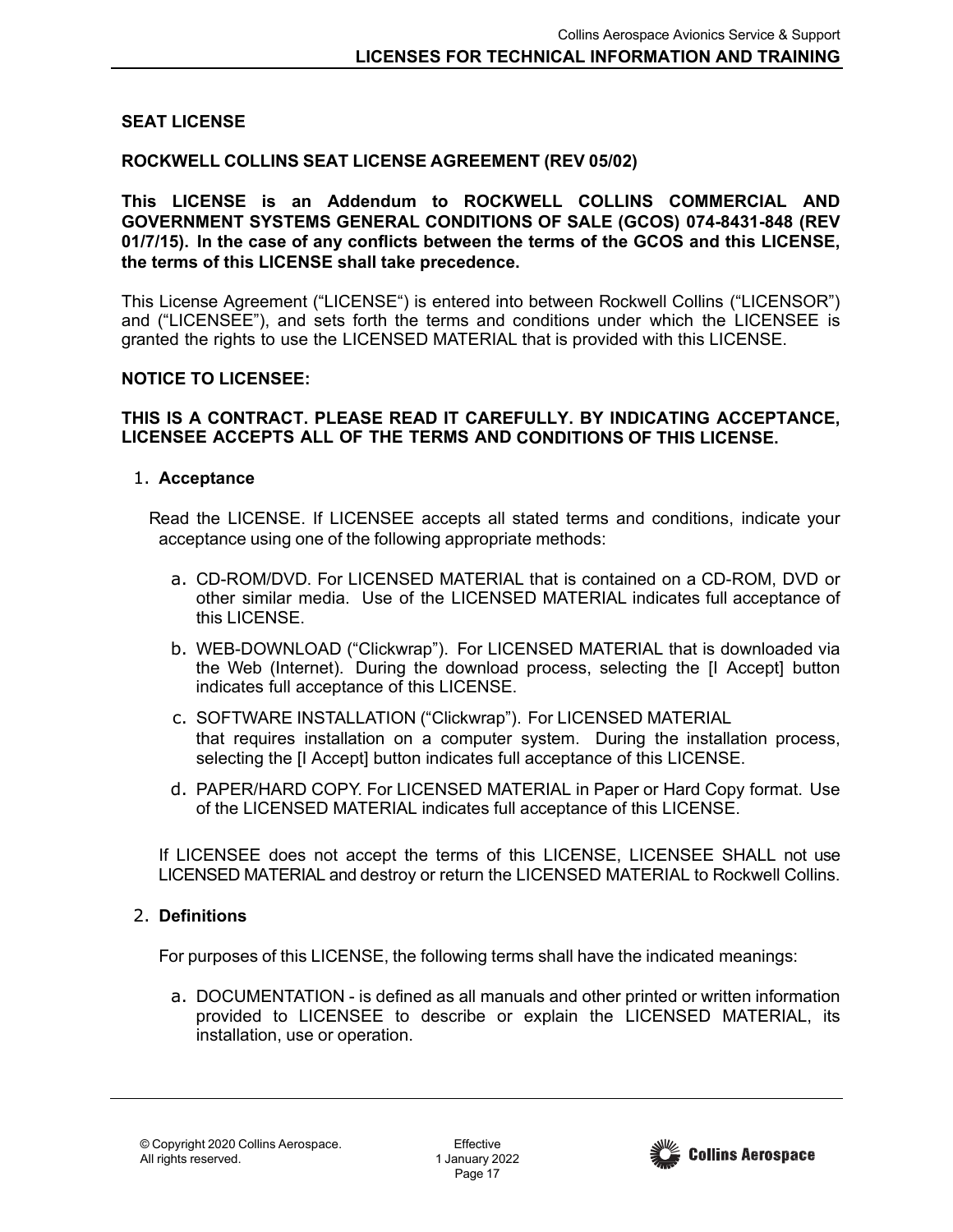**SEAT LICENSE**

**ROCKWELL COLLINS SEAT LICENSE AGREEMENT (REV 05/02)**

**This LICENSE is an Addendum to ROCKWELL COLLINS COMMERCIAL AND GOVERNMENT SYSTEMS GENERAL CONDITIONS OF SALE (GCOS) 074-8431-848 (REV 01/7/15). In the case of any conflicts between the terms of the GCOS and this LICENSE, the terms of this LICENSE shall take precedence.**

This License Agreement ("LICENSE") is entered into between Rockwell Collins ("LICENSOR") and ("LICENSEE"), and sets forth the terms and conditions under which the LICENSEE is granted the rights to use the LICENSED MATERIAL that is provided with this LICENSE.

**NOTICE TO LICENSEE:**

**THIS IS A CONTRACT. PLEASE READ IT CAREFULLY. BY INDICATING ACCEPTANCE, LICENSEE ACCEPTS ALL OF THE TERMS AND CONDITIONS OF THIS LICENSE.**

1. **Acceptance**

   Read the LICENSE. If LICENSEE accepts all stated terms and conditions, indicate your acceptance using one of the following appropriate methods:

   a. CD-ROM/DVD. For LICENSED MATERIAL that is contained on a CD-ROM, DVD or other similar media. Use of the LICENSED MATERIAL indicates full acceptance of this LICENSE.

   b. WEB-DOWNLOAD ("Clickwrap"). For LICENSED MATERIAL that is downloaded via the Web (Internet). During the download process, selecting the [I Accept] button indicates full acceptance of this LICENSE.

   c. SOFTWARE INSTALLATION ("Clickwrap"). For LICENSED MATERIAL that requires installation on a computer system. During the installation process, selecting the [I Accept] button indicates full acceptance of this LICENSE.

   d. PAPER/HARD COPY. For LICENSED MATERIAL in Paper or Hard Copy format. Use of the LICENSED MATERIAL indicates full acceptance of this LICENSE.

   If LICENSEE does not accept the terms of this LICENSE, LICENSEE SHALL not use LICENSED MATERIAL and destroy or return the LICENSED MATERIAL to Rockwell Collins.

2. **Definitions**

   For purposes of this LICENSE, the following terms shall have the indicated meanings:

   a. DOCUMENTATION - is defined as all manuals and other printed or written information provided to LICENSEE to describe or explain the LICENSED MATERIAL, its installation, use or operation.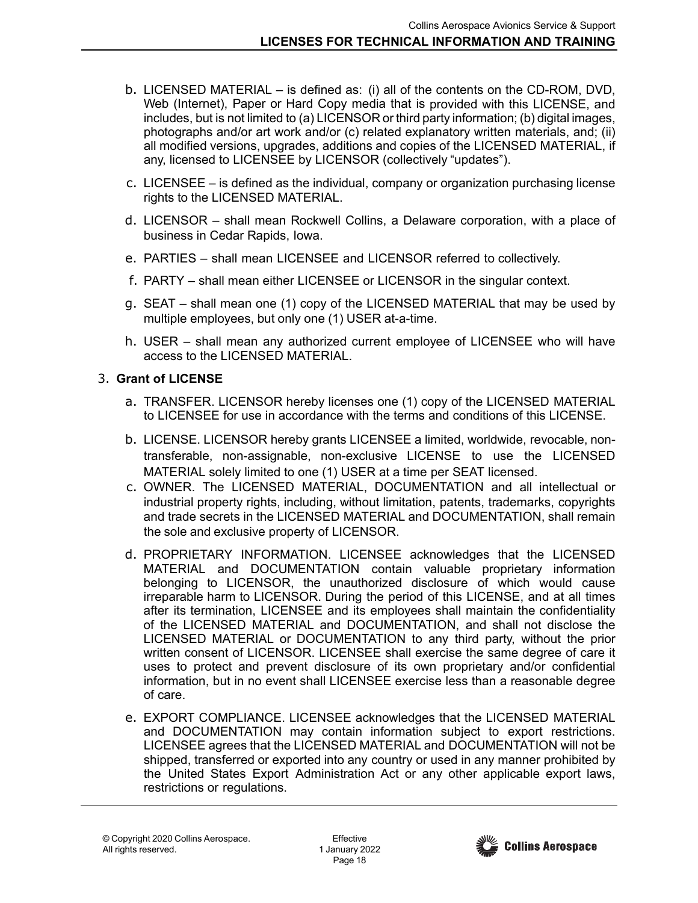b. LICENSED MATERIAL – is defined as: (i) all of the contents on the CD-ROM, DVD, Web (Internet), Paper or Hard Copy media that is provided with this LICENSE, and includes, but is not limited to (a) LICENSOR or third party information; (b) digital images, photographs and/or art work and/or (c) related explanatory written materials, and; (ii) all modified versions, upgrades, additions and copies of the LICENSED MATERIAL, if any, licensed to LICENSEE by LICENSOR (collectively "updates").

c. LICENSEE – is defined as the individual, company or organization purchasing license rights to the LICENSED MATERIAL.

d. LICENSOR – shall mean Rockwell Collins, a Delaware corporation, with a place of business in Cedar Rapids, Iowa.

e. PARTIES – shall mean LICENSEE and LICENSOR referred to collectively.

f. PARTY – shall mean either LICENSEE or LICENSOR in the singular context.

g. SEAT – shall mean one (1) copy of the LICENSED MATERIAL that may be used by multiple employees, but only one (1) USER at-a-time.

h. USER – shall mean any authorized current employee of LICENSEE who will have access to the LICENSED MATERIAL.

3. **Grant of LICENSE**

a. TRANSFER. LICENSOR hereby licenses one (1) copy of the LICENSED MATERIAL to LICENSEE for use in accordance with the terms and conditions of this LICENSE.

b. LICENSE. LICENSOR hereby grants LICENSEE a limited, worldwide, revocable, non-transferable, non-assignable, non-exclusive LICENSE to use the LICENSED MATERIAL solely limited to one (1) USER at a time per SEAT licensed.

c. OWNER. The LICENSED MATERIAL, DOCUMENTATION and all intellectual or industrial property rights, including, without limitation, patents, trademarks, copyrights and trade secrets in the LICENSED MATERIAL and DOCUMENTATION, shall remain the sole and exclusive property of LICENSOR.

d. PROPRIETARY INFORMATION. LICENSEE acknowledges that the LICENSED MATERIAL and DOCUMENTATION contain valuable proprietary information belonging to LICENSOR, the unauthorized disclosure of which would cause irreparable harm to LICENSOR. During the period of this LICENSE, and at all times after its termination, LICENSEE and its employees shall maintain the confidentiality of the LICENSED MATERIAL and DOCUMENTATION, and shall not disclose the LICENSED MATERIAL or DOCUMENTATION to any third party, without the prior written consent of LICENSOR. LICENSEE shall exercise the same degree of care it uses to protect and prevent disclosure of its own proprietary and/or confidential information, but in no event shall LICENSEE exercise less than a reasonable degree of care.

e. EXPORT COMPLIANCE. LICENSEE acknowledges that the LICENSED MATERIAL and DOCUMENTATION may contain information subject to export restrictions. LICENSEE agrees that the LICENSED MATERIAL and DOCUMENTATION will not be shipped, transferred or exported into any country or used in any manner prohibited by the United States Export Administration Act or any other applicable export laws, restrictions or regulations.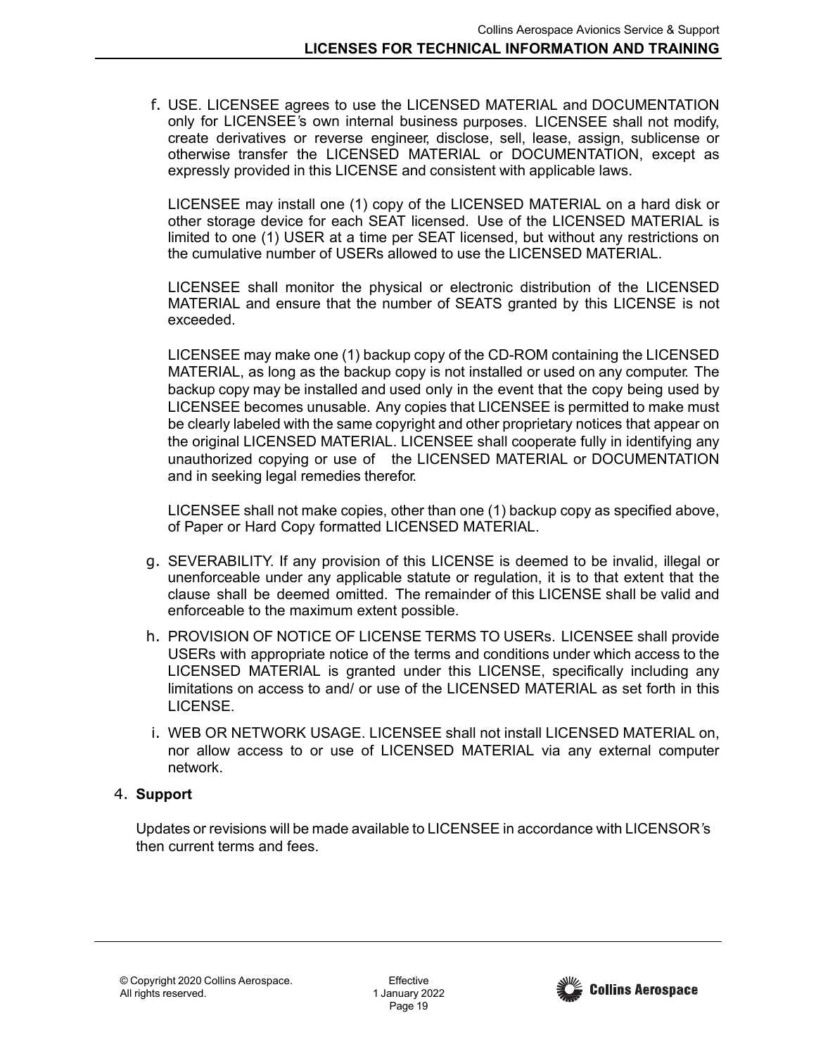f. USE. LICENSEE agrees to use the LICENSED MATERIAL and DOCUMENTATION only for LICENSEE's own internal business purposes. LICENSEE shall not modify, create derivatives or reverse engineer, disclose, sell, lease, assign, sublicense or otherwise transfer the LICENSED MATERIAL or DOCUMENTATION, except as expressly provided in this LICENSE and consistent with applicable laws.

   LICENSEE may install one (1) copy of the LICENSED MATERIAL on a hard disk or other storage device for each SEAT licensed. Use of the LICENSED MATERIAL is limited to one (1) USER at a time per SEAT licensed, but without any restrictions on the cumulative number of USERs allowed to use the LICENSED MATERIAL.

   LICENSEE shall monitor the physical or electronic distribution of the LICENSED MATERIAL and ensure that the number of SEATS granted by this LICENSE is not exceeded.

   LICENSEE may make one (1) backup copy of the CD-ROM containing the LICENSED MATERIAL, as long as the backup copy is not installed or used on any computer. The backup copy may be installed and used only in the event that the copy being used by LICENSEE becomes unusable. Any copies that LICENSEE is permitted to make must be clearly labeled with the same copyright and other proprietary notices that appear on the original LICENSED MATERIAL. LICENSEE shall cooperate fully in identifying any unauthorized copying or use of the LICENSED MATERIAL or DOCUMENTATION and in seeking legal remedies therefor.

   LICENSEE shall not make copies, other than one (1) backup copy as specified above, of Paper or Hard Copy formatted LICENSED MATERIAL.

g. SEVERABILITY. If any provision of this LICENSE is deemed to be invalid, illegal or unenforceable under any applicable statute or regulation, it is to that extent that the clause shall be deemed omitted. The remainder of this LICENSE shall be valid and enforceable to the maximum extent possible.

h. PROVISION OF NOTICE OF LICENSE TERMS TO USERs. LICENSEE shall provide USERs with appropriate notice of the terms and conditions under which access to the LICENSED MATERIAL is granted under this LICENSE, specifically including any limitations on access to and/ or use of the LICENSED MATERIAL as set forth in this LICENSE.

i. WEB OR NETWORK USAGE. LICENSEE shall not install LICENSED MATERIAL on, nor allow access to or use of LICENSED MATERIAL via any external computer network.

4. **Support**

Updates or revisions will be made available to LICENSEE in accordance with LICENSOR's then current terms and fees.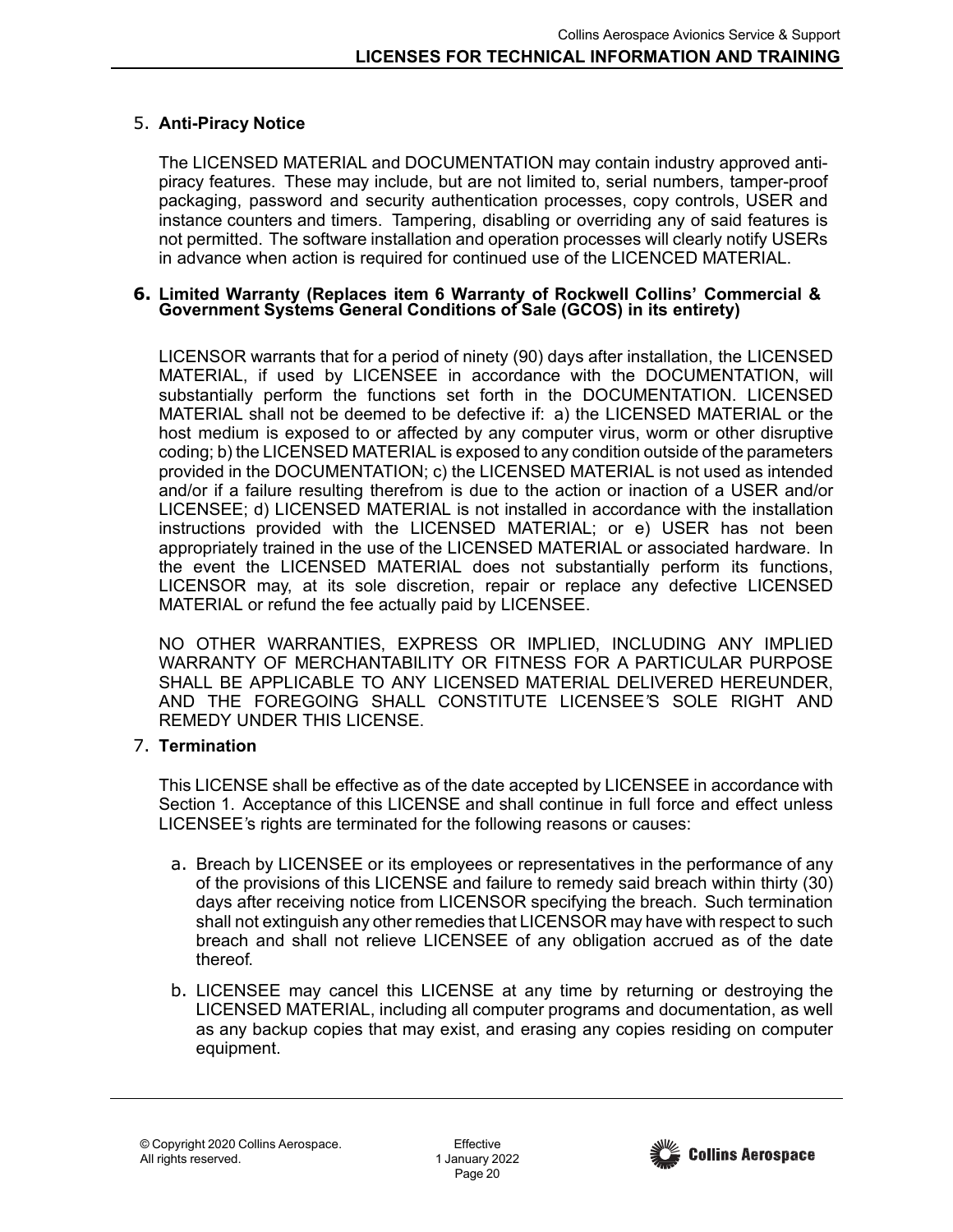## 5. Anti-Piracy Notice

The LICENSED MATERIAL and DOCUMENTATION may contain industry approved anti-piracy features. These may include, but are not limited to, serial numbers, tamper-proof packaging, password and security authentication processes, copy controls, USER and instance counters and timers. Tampering, disabling or overriding any of said features is not permitted. The software installation and operation processes will clearly notify USERs in advance when action is required for continued use of the LICENCED MATERIAL.

## 6. Limited Warranty (Replaces item 6 Warranty of Rockwell Collins' Commercial & Government Systems General Conditions of Sale (GCOS) in its entirety)

LICENSOR warrants that for a period of ninety (90) days after installation, the LICENSED MATERIAL, if used by LICENSEE in accordance with the DOCUMENTATION, will substantially perform the functions set forth in the DOCUMENTATION. LICENSED MATERIAL shall not be deemed to be defective if: a) the LICENSED MATERIAL or the host medium is exposed to or affected by any computer virus, worm or other disruptive coding; b) the LICENSED MATERIAL is exposed to any condition outside of the parameters provided in the DOCUMENTATION; c) the LICENSED MATERIAL is not used as intended and/or if a failure resulting therefrom is due to the action or inaction of a USER and/or LICENSEE; d) LICENSED MATERIAL is not installed in accordance with the installation instructions provided with the LICENSED MATERIAL; or e) USER has not been appropriately trained in the use of the LICENSED MATERIAL or associated hardware. In the event the LICENSED MATERIAL does not substantially perform its functions, LICENSOR may, at its sole discretion, repair or replace any defective LICENSED MATERIAL or refund the fee actually paid by LICENSEE.

NO OTHER WARRANTIES, EXPRESS OR IMPLIED, INCLUDING ANY IMPLIED WARRANTY OF MERCHANTABILITY OR FITNESS FOR A PARTICULAR PURPOSE SHALL BE APPLICABLE TO ANY LICENSED MATERIAL DELIVERED HEREUNDER, AND THE FOREGOING SHALL CONSTITUTE LICENSEE'S SOLE RIGHT AND REMEDY UNDER THIS LICENSE.

## 7. Termination

This LICENSE shall be effective as of the date accepted by LICENSEE in accordance with Section 1. Acceptance of this LICENSE and shall continue in full force and effect unless LICENSEE's rights are terminated for the following reasons or causes:

a. Breach by LICENSEE or its employees or representatives in the performance of any of the provisions of this LICENSE and failure to remedy said breach within thirty (30) days after receiving notice from LICENSOR specifying the breach. Such termination shall not extinguish any other remedies that LICENSOR may have with respect to such breach and shall not relieve LICENSEE of any obligation accrued as of the date thereof.

b. LICENSEE may cancel this LICENSE at any time by returning or destroying the LICENSED MATERIAL, including all computer programs and documentation, as well as any backup copies that may exist, and erasing any copies residing on computer equipment.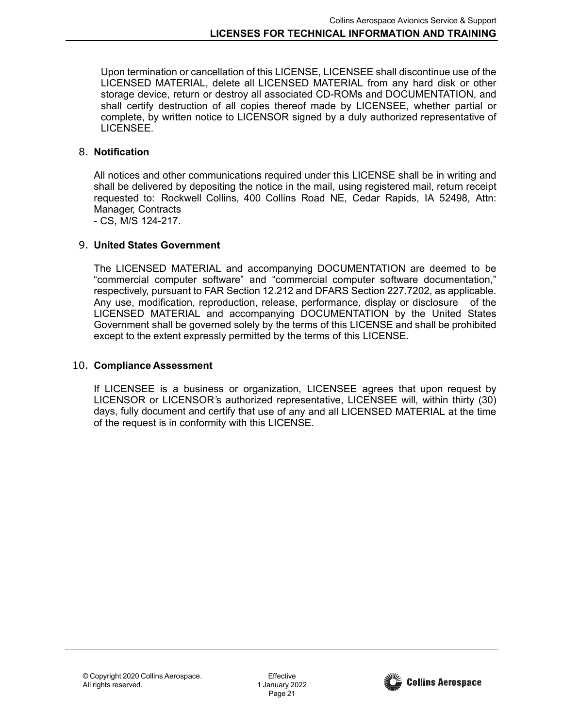Upon termination or cancellation of this LICENSE, LICENSEE shall discontinue use of the LICENSED MATERIAL, delete all LICENSED MATERIAL from any hard disk or other storage device, return or destroy all associated CD-ROMs and DOCUMENTATION, and shall certify destruction of all copies thereof made by LICENSEE, whether partial or complete, by written notice to LICENSOR signed by a duly authorized representative of LICENSEE.

8. **Notification**

All notices and other communications required under this LICENSE shall be in writing and shall be delivered by depositing the notice in the mail, using registered mail, return receipt requested to: Rockwell Collins, 400 Collins Road NE, Cedar Rapids, IA 52498, Attn: Manager, Contracts
- CS, M/S 124-217.

9. **United States Government**

The LICENSED MATERIAL and accompanying DOCUMENTATION are deemed to be "commercial computer software" and "commercial computer software documentation," respectively, pursuant to FAR Section 12.212 and DFARS Section 227.7202, as applicable. Any use, modification, reproduction, release, performance, display or disclosure of the LICENSED MATERIAL and accompanying DOCUMENTATION by the United States Government shall be governed solely by the terms of this LICENSE and shall be prohibited except to the extent expressly permitted by the terms of this LICENSE.

10. **Compliance Assessment**

If LICENSEE is a business or organization, LICENSEE agrees that upon request by LICENSOR or LICENSOR's authorized representative, LICENSEE will, within thirty (30) days, fully document and certify that use of any and all LICENSED MATERIAL at the time of the request is in conformity with this LICENSE.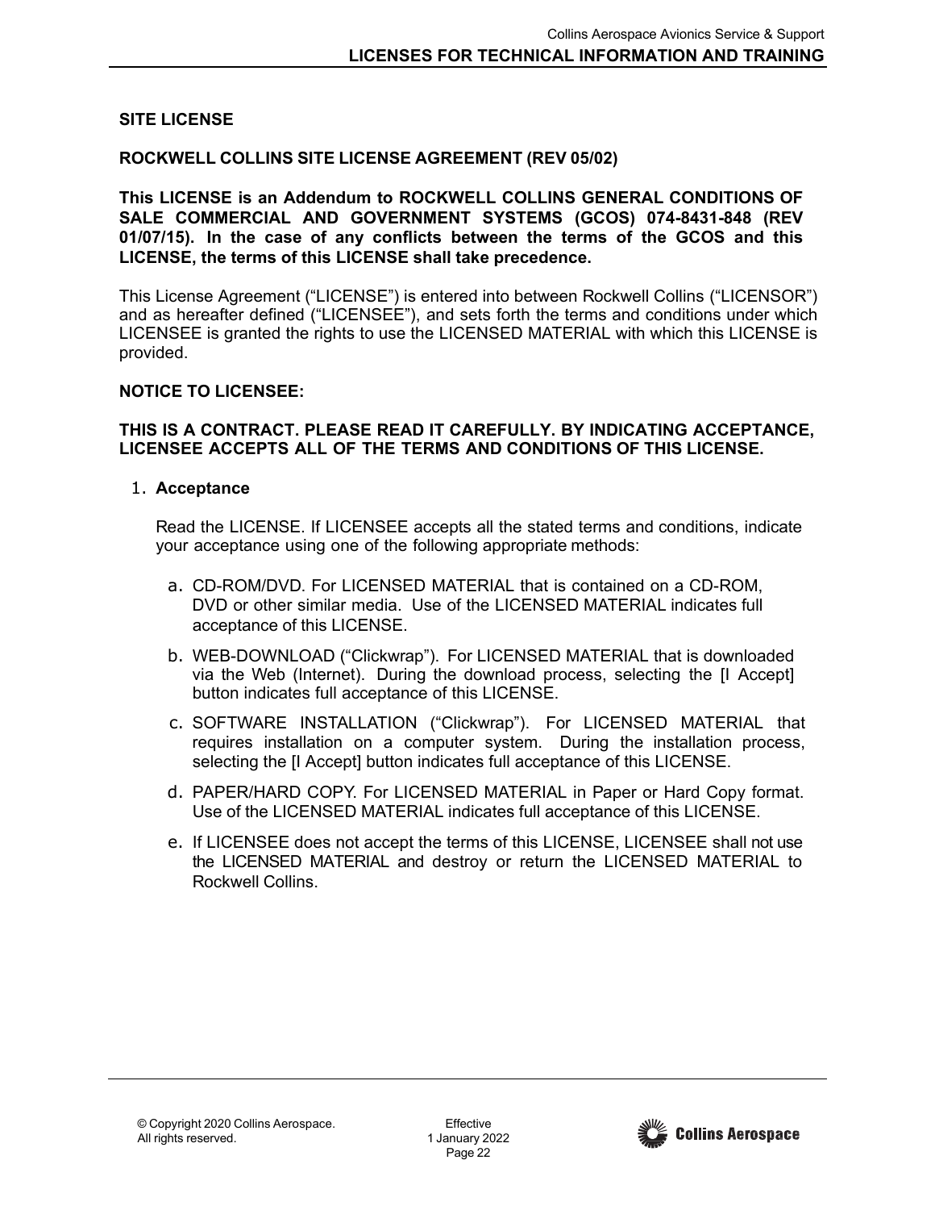## SITE LICENSE

### ROCKWELL COLLINS SITE LICENSE AGREEMENT (REV 05/02)

**This LICENSE is an Addendum to ROCKWELL COLLINS GENERAL CONDITIONS OF SALE COMMERCIAL AND GOVERNMENT SYSTEMS (GCOS) 074-8431-848 (REV 01/07/15). In the case of any conflicts between the terms of the GCOS and this LICENSE, the terms of this LICENSE shall take precedence.**

This License Agreement ("LICENSE") is entered into between Rockwell Collins ("LICENSOR") and as hereafter defined ("LICENSEE"), and sets forth the terms and conditions under which LICENSEE is granted the rights to use the LICENSED MATERIAL with which this LICENSE is provided.

**NOTICE TO LICENSEE:**

**THIS IS A CONTRACT. PLEASE READ IT CAREFULLY. BY INDICATING ACCEPTANCE, LICENSEE ACCEPTS ALL OF THE TERMS AND CONDITIONS OF THIS LICENSE.**

1. **Acceptance**

   Read the LICENSE. If LICENSEE accepts all the stated terms and conditions, indicate your acceptance using one of the following appropriate methods:

   a. CD-ROM/DVD. For LICENSED MATERIAL that is contained on a CD-ROM, DVD or other similar media. Use of the LICENSED MATERIAL indicates full acceptance of this LICENSE.

   b. WEB-DOWNLOAD ("Clickwrap"). For LICENSED MATERIAL that is downloaded via the Web (Internet). During the download process, selecting the [I Accept] button indicates full acceptance of this LICENSE.

   c. SOFTWARE INSTALLATION ("Clickwrap"). For LICENSED MATERIAL that requires installation on a computer system. During the installation process, selecting the [I Accept] button indicates full acceptance of this LICENSE.

   d. PAPER/HARD COPY. For LICENSED MATERIAL in Paper or Hard Copy format. Use of the LICENSED MATERIAL indicates full acceptance of this LICENSE.

   e. If LICENSEE does not accept the terms of this LICENSE, LICENSEE shall not use the LICENSED MATERIAL and destroy or return the LICENSED MATERIAL to Rockwell Collins.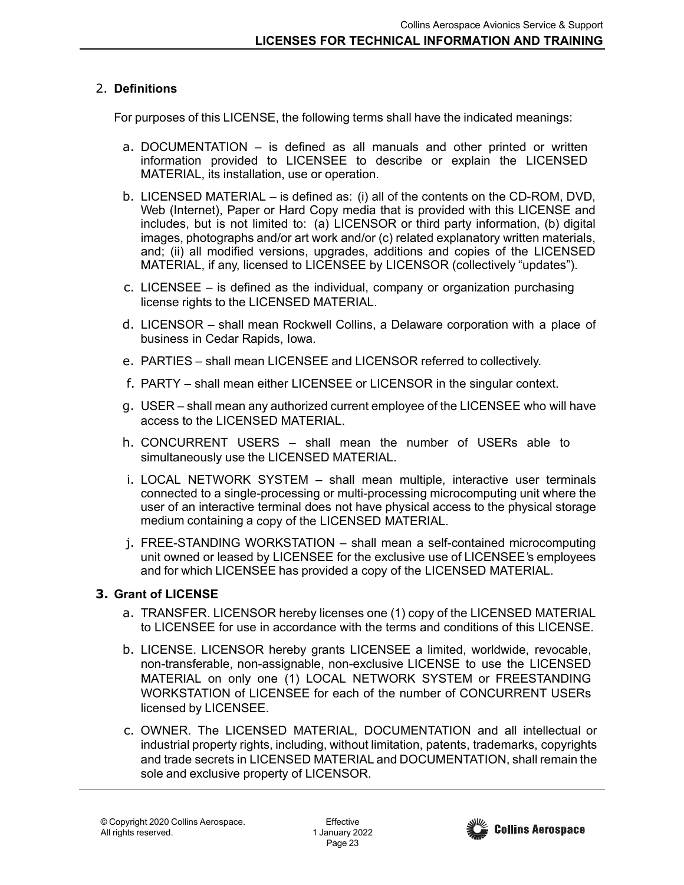## 2. Definitions

For purposes of this LICENSE, the following terms shall have the indicated meanings:

a. DOCUMENTATION – is defined as all manuals and other printed or written information provided to LICENSEE to describe or explain the LICENSED MATERIAL, its installation, use or operation.

b. LICENSED MATERIAL – is defined as: (i) all of the contents on the CD-ROM, DVD, Web (Internet), Paper or Hard Copy media that is provided with this LICENSE and includes, but is not limited to: (a) LICENSOR or third party information, (b) digital images, photographs and/or art work and/or (c) related explanatory written materials, and; (ii) all modified versions, upgrades, additions and copies of the LICENSED MATERIAL, if any, licensed to LICENSEE by LICENSOR (collectively “updates”).

c. LICENSEE – is defined as the individual, company or organization purchasing license rights to the LICENSED MATERIAL.

d. LICENSOR – shall mean Rockwell Collins, a Delaware corporation with a place of business in Cedar Rapids, Iowa.

e. PARTIES – shall mean LICENSEE and LICENSOR referred to collectively.

f. PARTY – shall mean either LICENSEE or LICENSOR in the singular context.

g. USER – shall mean any authorized current employee of the LICENSEE who will have access to the LICENSED MATERIAL.

h. CONCURRENT USERS – shall mean the number of USERs able to simultaneously use the LICENSED MATERIAL.

i. LOCAL NETWORK SYSTEM – shall mean multiple, interactive user terminals connected to a single-processing or multi-processing microcomputing unit where the user of an interactive terminal does not have physical access to the physical storage medium containing a copy of the LICENSED MATERIAL.

j. FREE-STANDING WORKSTATION – shall mean a self-contained microcomputing unit owned or leased by LICENSEE for the exclusive use of LICENSEE’s employees and for which LICENSEE has provided a copy of the LICENSED MATERIAL.

## 3. Grant of LICENSE

a. TRANSFER. LICENSOR hereby licenses one (1) copy of the LICENSED MATERIAL to LICENSEE for use in accordance with the terms and conditions of this LICENSE.

b. LICENSE. LICENSOR hereby grants LICENSEE a limited, worldwide, revocable, non-transferable, non-assignable, non-exclusive LICENSE to use the LICENSED MATERIAL on only one (1) LOCAL NETWORK SYSTEM or FREESTANDING WORKSTATION of LICENSEE for each of the number of CONCURRENT USERs licensed by LICENSEE.

c. OWNER. The LICENSED MATERIAL, DOCUMENTATION and all intellectual or industrial property rights, including, without limitation, patents, trademarks, copyrights and trade secrets in LICENSED MATERIAL and DOCUMENTATION, shall remain the sole and exclusive property of LICENSOR.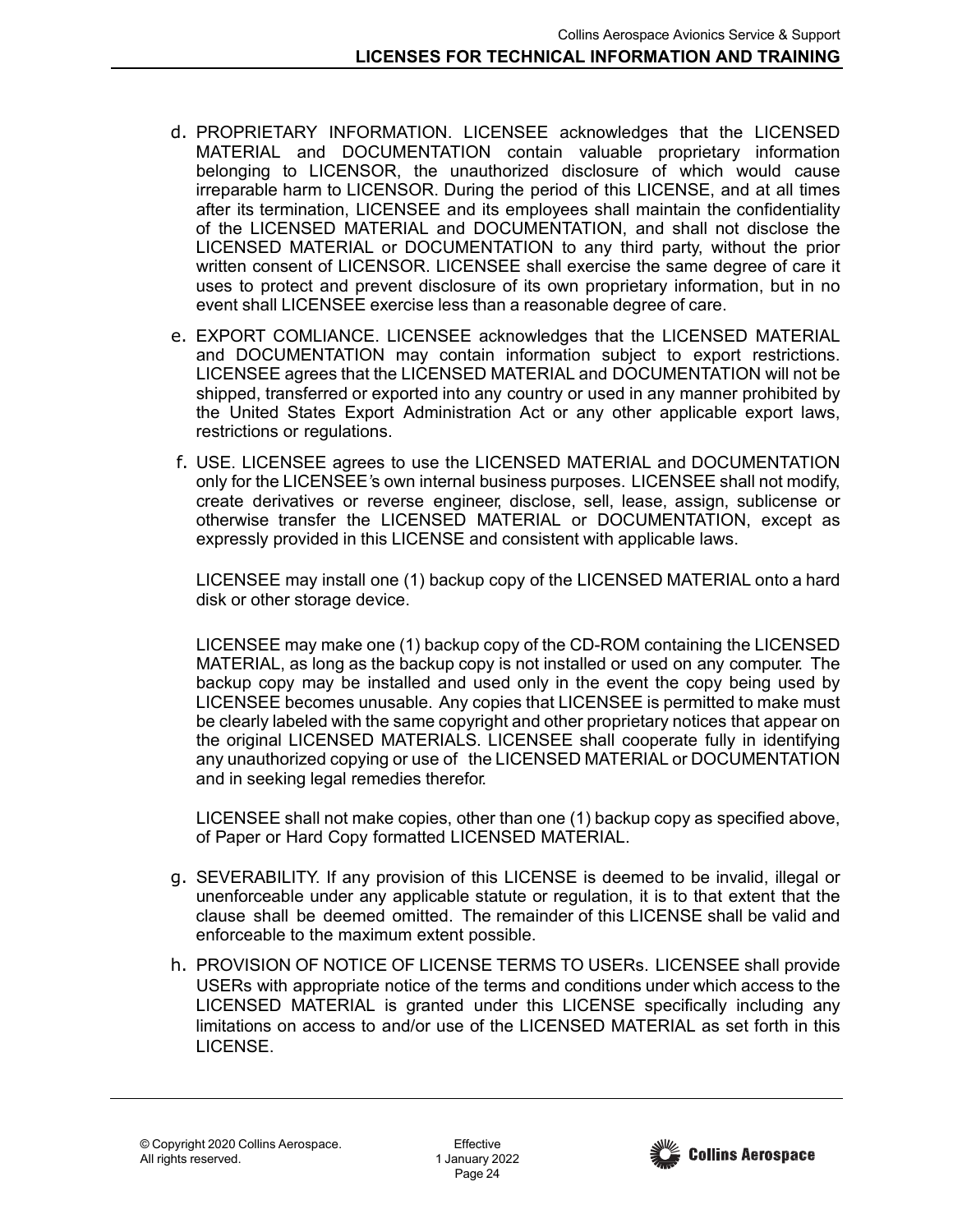d. PROPRIETARY INFORMATION. LICENSEE acknowledges that the LICENSED MATERIAL and DOCUMENTATION contain valuable proprietary information belonging to LICENSOR, the unauthorized disclosure of which would cause irreparable harm to LICENSOR. During the period of this LICENSE, and at all times after its termination, LICENSEE and its employees shall maintain the confidentiality of the LICENSED MATERIAL and DOCUMENTATION, and shall not disclose the LICENSED MATERIAL or DOCUMENTATION to any third party, without the prior written consent of LICENSOR. LICENSEE shall exercise the same degree of care it uses to protect and prevent disclosure of its own proprietary information, but in no event shall LICENSEE exercise less than a reasonable degree of care.

e. EXPORT COMLIANCE. LICENSEE acknowledges that the LICENSED MATERIAL and DOCUMENTATION may contain information subject to export restrictions. LICENSEE agrees that the LICENSED MATERIAL and DOCUMENTATION will not be shipped, transferred or exported into any country or used in any manner prohibited by the United States Export Administration Act or any other applicable export laws, restrictions or regulations.

f. USE. LICENSEE agrees to use the LICENSED MATERIAL and DOCUMENTATION only for the LICENSEE's own internal business purposes. LICENSEE shall not modify, create derivatives or reverse engineer, disclose, sell, lease, assign, sublicense or otherwise transfer the LICENSED MATERIAL or DOCUMENTATION, except as expressly provided in this LICENSE and consistent with applicable laws.

   LICENSEE may install one (1) backup copy of the LICENSED MATERIAL onto a hard disk or other storage device.

   LICENSEE may make one (1) backup copy of the CD-ROM containing the LICENSED MATERIAL, as long as the backup copy is not installed or used on any computer. The backup copy may be installed and used only in the event the copy being used by LICENSEE becomes unusable. Any copies that LICENSEE is permitted to make must be clearly labeled with the same copyright and other proprietary notices that appear on the original LICENSED MATERIALS. LICENSEE shall cooperate fully in identifying any unauthorized copying or use of the LICENSED MATERIAL or DOCUMENTATION and in seeking legal remedies therefor.

   LICENSEE shall not make copies, other than one (1) backup copy as specified above, of Paper or Hard Copy formatted LICENSED MATERIAL.

g. SEVERABILITY. If any provision of this LICENSE is deemed to be invalid, illegal or unenforceable under any applicable statute or regulation, it is to that extent that the clause shall be deemed omitted. The remainder of this LICENSE shall be valid and enforceable to the maximum extent possible.

h. PROVISION OF NOTICE OF LICENSE TERMS TO USERs. LICENSEE shall provide USERs with appropriate notice of the terms and conditions under which access to the LICENSED MATERIAL is granted under this LICENSE specifically including any limitations on access to and/or use of the LICENSED MATERIAL as set forth in this LICENSE.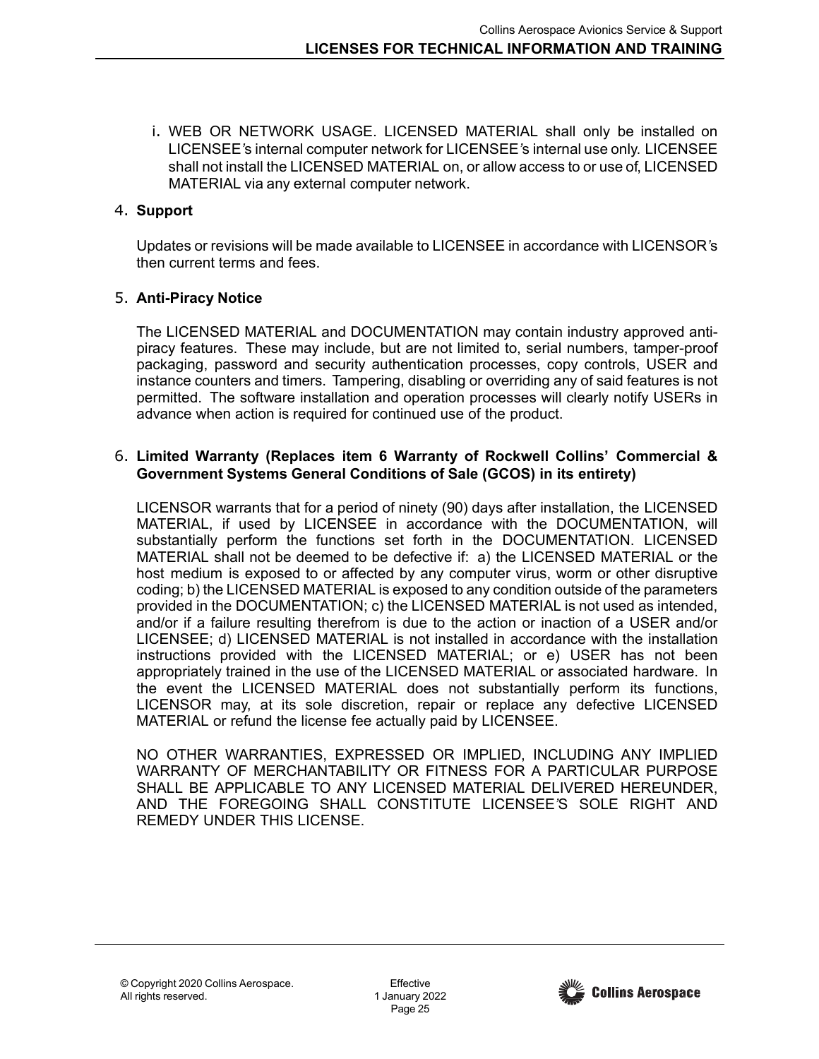i. WEB OR NETWORK USAGE. LICENSED MATERIAL shall only be installed on LICENSEE's internal computer network for LICENSEE's internal use only. LICENSEE shall not install the LICENSED MATERIAL on, or allow access to or use of, LICENSED MATERIAL via any external computer network.

## 4. Support

Updates or revisions will be made available to LICENSEE in accordance with LICENSOR's then current terms and fees.

## 5. Anti-Piracy Notice

The LICENSED MATERIAL and DOCUMENTATION may contain industry approved anti-piracy features. These may include, but are not limited to, serial numbers, tamper-proof packaging, password and security authentication processes, copy controls, USER and instance counters and timers. Tampering, disabling or overriding any of said features is not permitted. The software installation and operation processes will clearly notify USERs in advance when action is required for continued use of the product.

## 6. Limited Warranty (Replaces item 6 Warranty of Rockwell Collins' Commercial & Government Systems General Conditions of Sale (GCOS) in its entirety)

LICENSOR warrants that for a period of ninety (90) days after installation, the LICENSED MATERIAL, if used by LICENSEE in accordance with the DOCUMENTATION, will substantially perform the functions set forth in the DOCUMENTATION. LICENSED MATERIAL shall not be deemed to be defective if: a) the LICENSED MATERIAL or the host medium is exposed to or affected by any computer virus, worm or other disruptive coding; b) the LICENSED MATERIAL is exposed to any condition outside of the parameters provided in the DOCUMENTATION; c) the LICENSED MATERIAL is not used as intended, and/or if a failure resulting therefrom is due to the action or inaction of a USER and/or LICENSEE; d) LICENSED MATERIAL is not installed in accordance with the installation instructions provided with the LICENSED MATERIAL; or e) USER has not been appropriately trained in the use of the LICENSED MATERIAL or associated hardware. In the event the LICENSED MATERIAL does not substantially perform its functions, LICENSOR may, at its sole discretion, repair or replace any defective LICENSED MATERIAL or refund the license fee actually paid by LICENSEE.

NO OTHER WARRANTIES, EXPRESSED OR IMPLIED, INCLUDING ANY IMPLIED WARRANTY OF MERCHANTABILITY OR FITNESS FOR A PARTICULAR PURPOSE SHALL BE APPLICABLE TO ANY LICENSED MATERIAL DELIVERED HEREUNDER, AND THE FOREGOING SHALL CONSTITUTE LICENSEE'S SOLE RIGHT AND REMEDY UNDER THIS LICENSE.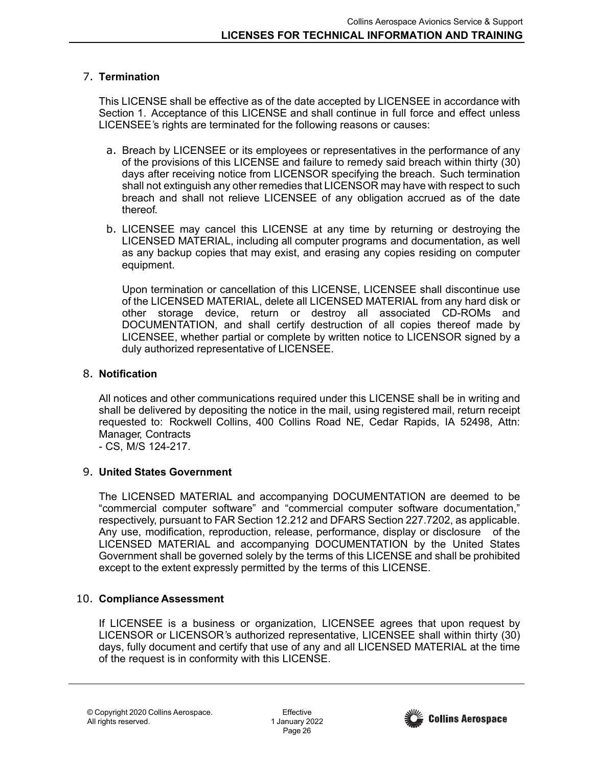## 7. Termination

This LICENSE shall be effective as of the date accepted by LICENSEE in accordance with Section 1. Acceptance of this LICENSE and shall continue in full force and effect unless LICENSEE's rights are terminated for the following reasons or causes:

a. Breach by LICENSEE or its employees or representatives in the performance of any of the provisions of this LICENSE and failure to remedy said breach within thirty (30) days after receiving notice from LICENSOR specifying the breach. Such termination shall not extinguish any other remedies that LICENSOR may have with respect to such breach and shall not relieve LICENSEE of any obligation accrued as of the date thereof.

b. LICENSEE may cancel this LICENSE at any time by returning or destroying the LICENSED MATERIAL, including all computer programs and documentation, as well as any backup copies that may exist, and erasing any copies residing on computer equipment.

   Upon termination or cancellation of this LICENSE, LICENSEE shall discontinue use of the LICENSED MATERIAL, delete all LICENSED MATERIAL from any hard disk or other storage device, return or destroy all associated CD-ROMs and DOCUMENTATION, and shall certify destruction of all copies thereof made by LICENSEE, whether partial or complete by written notice to LICENSOR signed by a duly authorized representative of LICENSEE.

## 8. Notification

All notices and other communications required under this LICENSE shall be in writing and shall be delivered by depositing the notice in the mail, using registered mail, return receipt requested to: Rockwell Collins, 400 Collins Road NE, Cedar Rapids, IA 52498, Attn: Manager, Contracts
- CS, M/S 124-217.

## 9. United States Government

The LICENSED MATERIAL and accompanying DOCUMENTATION are deemed to be "commercial computer software" and "commercial computer software documentation," respectively, pursuant to FAR Section 12.212 and DFARS Section 227.7202, as applicable. Any use, modification, reproduction, release, performance, display or disclosure of the LICENSED MATERIAL and accompanying DOCUMENTATION by the United States Government shall be governed solely by the terms of this LICENSE and shall be prohibited except to the extent expressly permitted by the terms of this LICENSE.

## 10. Compliance Assessment

If LICENSEE is a business or organization, LICENSEE agrees that upon request by LICENSOR or LICENSOR's authorized representative, LICENSEE shall within thirty (30) days, fully document and certify that use of any and all LICENSED MATERIAL at the time of the request is in conformity with this LICENSE.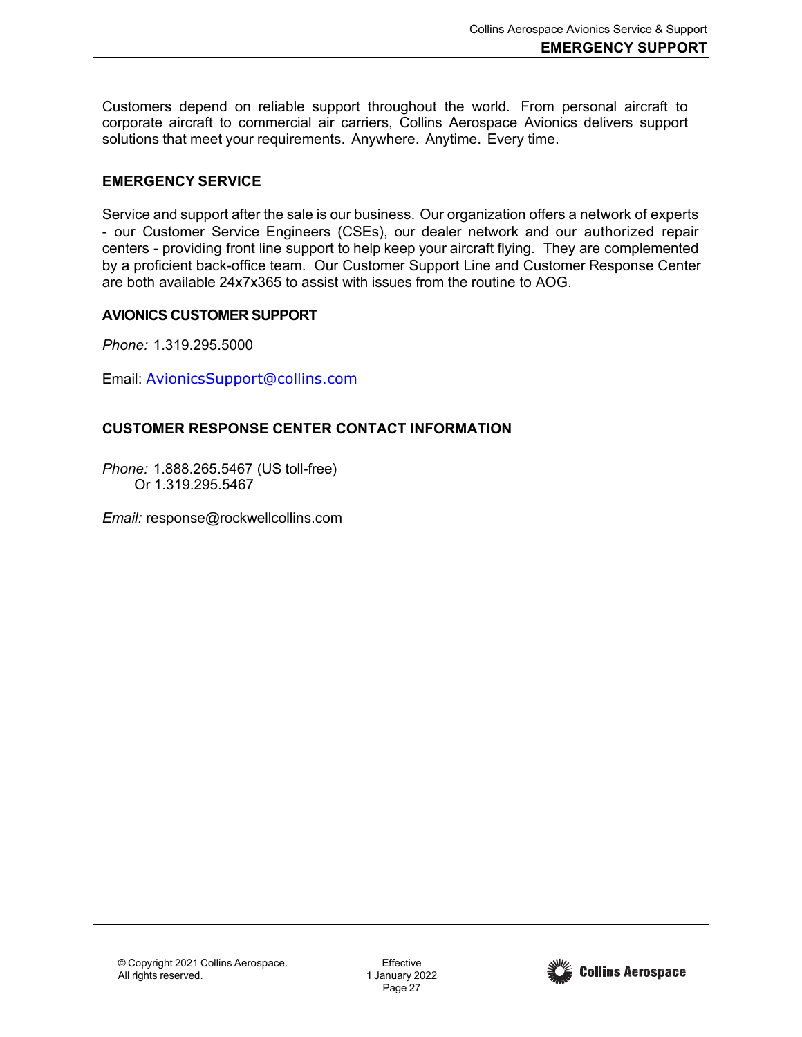Customers depend on reliable support throughout the world. From personal aircraft to corporate aircraft to commercial air carriers, Collins Aerospace Avionics delivers support solutions that meet your requirements. Anywhere. Anytime. Every time.

## EMERGENCY SERVICE

Service and support after the sale is our business. Our organization offers a network of experts - our Customer Service Engineers (CSEs), our dealer network and our authorized repair centers - providing front line support to help keep your aircraft flying. They are complemented by a proficient back-office team. Our Customer Support Line and Customer Response Center are both available 24x7x365 to assist with issues from the routine to AOG.

### AVIONICS CUSTOMER SUPPORT

*Phone:* 1.319.295.5000

Email: AvionicsSupport@collins.com

## CUSTOMER RESPONSE CENTER CONTACT INFORMATION

*Phone:* 1.888.265.5467 (US toll-free)
Or 1.319.295.5467

*Email:* response@rockwellcollins.com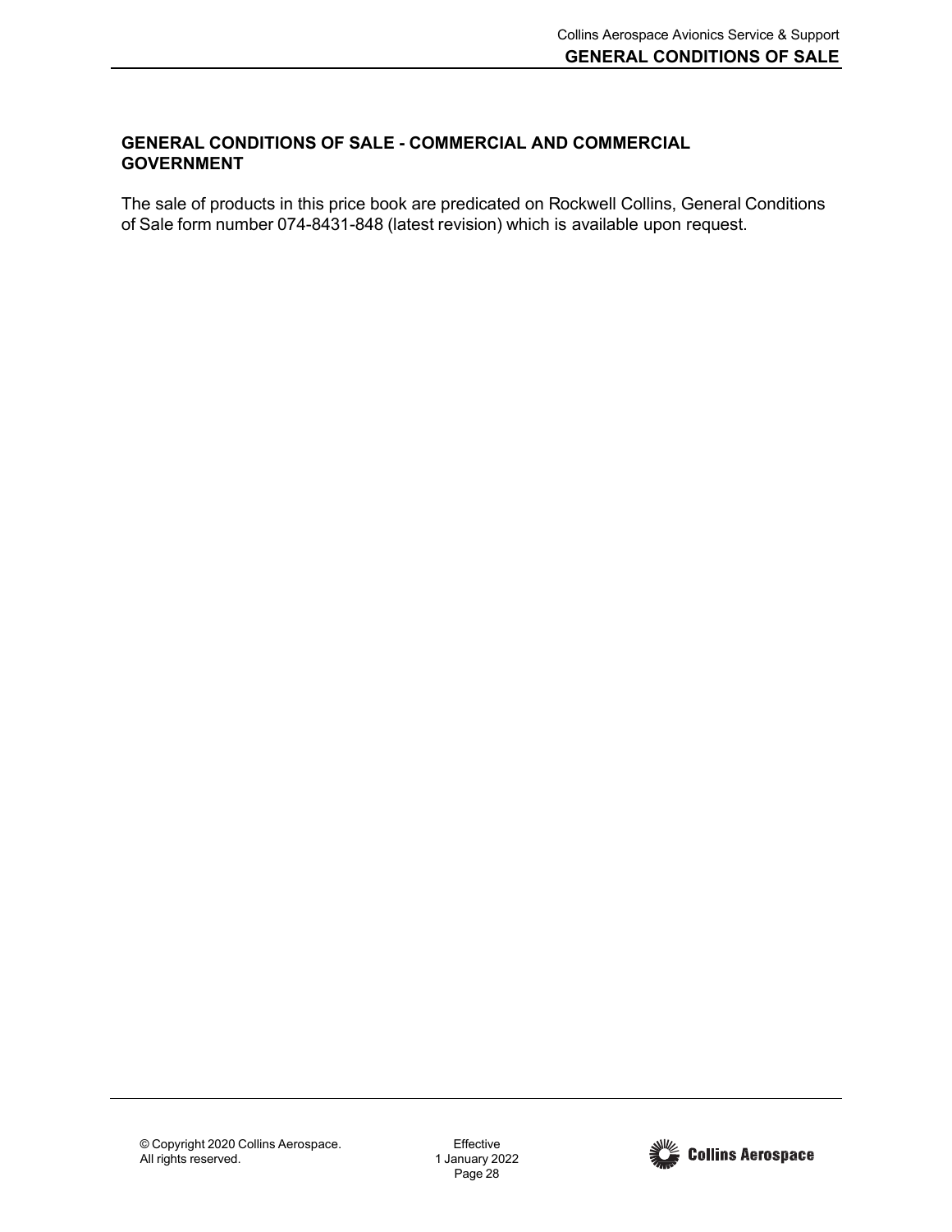## GENERAL CONDITIONS OF SALE - COMMERCIAL AND COMMERCIAL GOVERNMENT

The sale of products in this price book are predicated on Rockwell Collins, General Conditions of Sale form number 074-8431-848 (latest revision) which is available upon request.